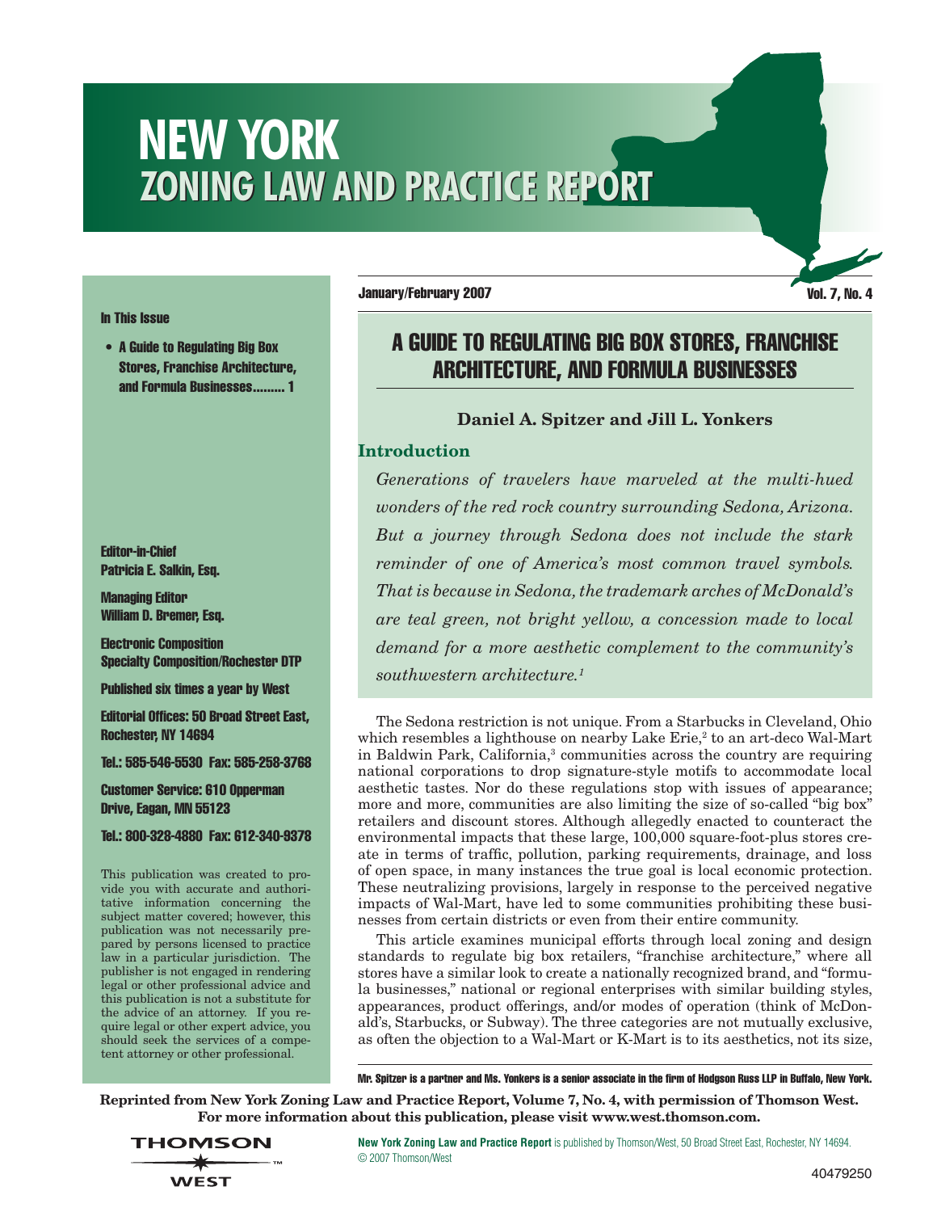# NEW YORK
## ZONING LAW AND PRACTICE REPORT

January/February 2007 — Vol. 7, No. 4

**In This Issue**

- A Guide to Regulating Big Box Stores, Franchise Architecture, and Formula Businesses......... 1

**Editor-in-Chief**
Patricia E. Salkin, Esq.

**Managing Editor**
William D. Bremer, Esq.

**Electronic Composition**
Specialty Composition/Rochester DTP

Published six times a year by West

Editorial Offices: 50 Broad Street East, Rochester, NY 14694

Tel.: 585-546-5530 Fax: 585-258-3768

Customer Service: 610 Opperman Drive, Eagan, MN 55123

Tel.: 800-328-4880 Fax: 612-340-9378

This publication was created to provide you with accurate and authoritative information concerning the subject matter covered; however, this publication was not necessarily prepared by persons licensed to practice law in a particular jurisdiction. The publisher is not engaged in rendering legal or other professional advice and this publication is not a substitute for the advice of an attorney. If you require legal or other expert advice, you should seek the services of a competent attorney or other professional.

# A GUIDE TO REGULATING BIG BOX STORES, FRANCHISE ARCHITECTURE, AND FORMULA BUSINESSES

**Daniel A. Spitzer and Jill L. Yonkers**

## Introduction

*Generations of travelers have marveled at the multi-hued wonders of the red rock country surrounding Sedona, Arizona. But a journey through Sedona does not include the stark reminder of one of America's most common travel symbols. That is because in Sedona, the trademark arches of McDonald's are teal green, not bright yellow, a concession made to local demand for a more aesthetic complement to the community's southwestern architecture.*[1]

The Sedona restriction is not unique. From a Starbucks in Cleveland, Ohio which resembles a lighthouse on nearby Lake Erie,[2] to an art-deco Wal-Mart in Baldwin Park, California,[3] communities across the country are requiring national corporations to drop signature-style motifs to accommodate local aesthetic tastes. Nor do these regulations stop with issues of appearance; more and more, communities are also limiting the size of so-called "big box" retailers and discount stores. Although allegedly enacted to counteract the environmental impacts that these large, 100,000 square-foot-plus stores create in terms of traffic, pollution, parking requirements, drainage, and loss of open space, in many instances the true goal is local economic protection. These neutralizing provisions, largely in response to the perceived negative impacts of Wal-Mart, have led to some communities prohibiting these businesses from certain districts or even from their entire community.

This article examines municipal efforts through local zoning and design standards to regulate big box retailers, "franchise architecture," where all stores have a similar look to create a nationally recognized brand, and "formula businesses," national or regional enterprises with similar building styles, appearances, product offerings, and/or modes of operation (think of McDonald's, Starbucks, or Subway). The three categories are not mutually exclusive, as often the objection to a Wal-Mart or K-Mart is to its aesthetics, not its size,

Mr. Spitzer is a partner and Ms. Yonkers is a senior associate in the firm of Hodgson Russ LLP in Buffalo, New York.

**Reprinted from New York Zoning Law and Practice Report, Volume 7, No. 4, with permission of Thomson West. For more information about this publication, please visit www.west.thomson.com.**

THOMSON WEST

**New York Zoning Law and Practice Report** is published by Thomson/West, 50 Broad Street East, Rochester, NY 14694. © 2007 Thomson/West

40479250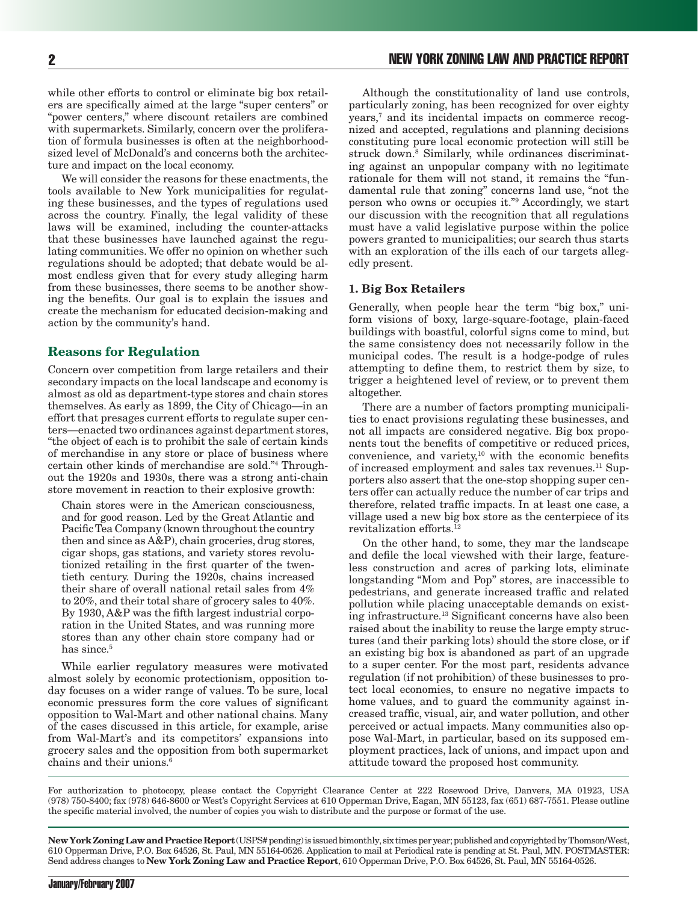while other efforts to control or eliminate big box retailers are specifically aimed at the large "super centers" or "power centers," where discount retailers are combined with supermarkets. Similarly, concern over the proliferation of formula businesses is often at the neighborhood-sized level of McDonald's and concerns both the architecture and impact on the local economy.

We will consider the reasons for these enactments, the tools available to New York municipalities for regulating these businesses, and the types of regulations used across the country. Finally, the legal validity of these laws will be examined, including the counter-attacks that these businesses have launched against the regulating communities. We offer no opinion on whether such regulations should be adopted; that debate would be almost endless given that for every study alleging harm from these businesses, there seems to be another showing the benefits. Our goal is to explain the issues and create the mechanism for educated decision-making and action by the community's hand.

## Reasons for Regulation

Concern over competition from large retailers and their secondary impacts on the local landscape and economy is almost as old as department-type stores and chain stores themselves. As early as 1899, the City of Chicago—in an effort that presages current efforts to regulate super centers—enacted two ordinances against department stores, "the object of each is to prohibit the sale of certain kinds of merchandise in any store or place of business where certain other kinds of merchandise are sold."[4] Throughout the 1920s and 1930s, there was a strong anti-chain store movement in reaction to their explosive growth:

> Chain stores were in the American consciousness, and for good reason. Led by the Great Atlantic and Pacific Tea Company (known throughout the country then and since as A&P), chain groceries, drug stores, cigar shops, gas stations, and variety stores revolutionized retailing in the first quarter of the twentieth century. During the 1920s, chains increased their share of overall national retail sales from 4% to 20%, and their total share of grocery sales to 40%. By 1930, A&P was the fifth largest industrial corporation in the United States, and was running more stores than any other chain store company had or has since.[5]

While earlier regulatory measures were motivated almost solely by economic protectionism, opposition today focuses on a wider range of values. To be sure, local economic pressures form the core values of significant opposition to Wal-Mart and other national chains. Many of the cases discussed in this article, for example, arise from Wal-Mart's and its competitors' expansions into grocery sales and the opposition from both supermarket chains and their unions.[6]

Although the constitutionality of land use controls, particularly zoning, has been recognized for over eighty years,[7] and its incidental impacts on commerce recognized and accepted, regulations and planning decisions constituting pure local economic protection will still be struck down.[8] Similarly, while ordinances discriminating against an unpopular company with no legitimate rationale for them will not stand, it remains the "fundamental rule that zoning" concerns land use, "not the person who owns or occupies it."[9] Accordingly, we start our discussion with the recognition that all regulations must have a valid legislative purpose within the police powers granted to municipalities; our search thus starts with an exploration of the ills each of our targets allegedly present.

### 1. Big Box Retailers

Generally, when people hear the term "big box," uniform visions of boxy, large-square-footage, plain-faced buildings with boastful, colorful signs come to mind, but the same consistency does not necessarily follow in the municipal codes. The result is a hodge-podge of rules attempting to define them, to restrict them by size, to trigger a heightened level of review, or to prevent them altogether.

There are a number of factors prompting municipalities to enact provisions regulating these businesses, and not all impacts are considered negative. Big box proponents tout the benefits of competitive or reduced prices, convenience, and variety,[10] with the economic benefits of increased employment and sales tax revenues.[11] Supporters also assert that the one-stop shopping super centers offer can actually reduce the number of car trips and therefore, related traffic impacts. In at least one case, a village used a new big box store as the centerpiece of its revitalization efforts.[12]

On the other hand, to some, they mar the landscape and defile the local viewshed with their large, featureless construction and acres of parking lots, eliminate longstanding "Mom and Pop" stores, are inaccessible to pedestrians, and generate increased traffic and related pollution while placing unacceptable demands on existing infrastructure.[13] Significant concerns have also been raised about the inability to reuse the large empty structures (and their parking lots) should the store close, or if an existing big box is abandoned as part of an upgrade to a super center. For the most part, residents advance regulation (if not prohibition) of these businesses to protect local economies, to ensure no negative impacts to home values, and to guard the community against increased traffic, visual, air, and water pollution, and other perceived or actual impacts. Many communities also oppose Wal-Mart, in particular, based on its supposed employment practices, lack of unions, and impact upon and attitude toward the proposed host community.

For authorization to photocopy, please contact the Copyright Clearance Center at 222 Rosewood Drive, Danvers, MA 01923, USA (978) 750-8400; fax (978) 646-8600 or West's Copyright Services at 610 Opperman Drive, Eagan, MN 55123, fax (651) 687-7551. Please outline the specific material involved, the number of copies you wish to distribute and the purpose or format of the use.

**New York Zoning Law and Practice Report** (USPS# pending) is issued bimonthly, six times per year; published and copyrighted by Thomson/West, 610 Opperman Drive, P.O. Box 64526, St. Paul, MN 55164-0526. Application to mail at Periodical rate is pending at St. Paul, MN. POSTMASTER: Send address changes to **New York Zoning Law and Practice Report**, 610 Opperman Drive, P.O. Box 64526, St. Paul, MN 55164-0526.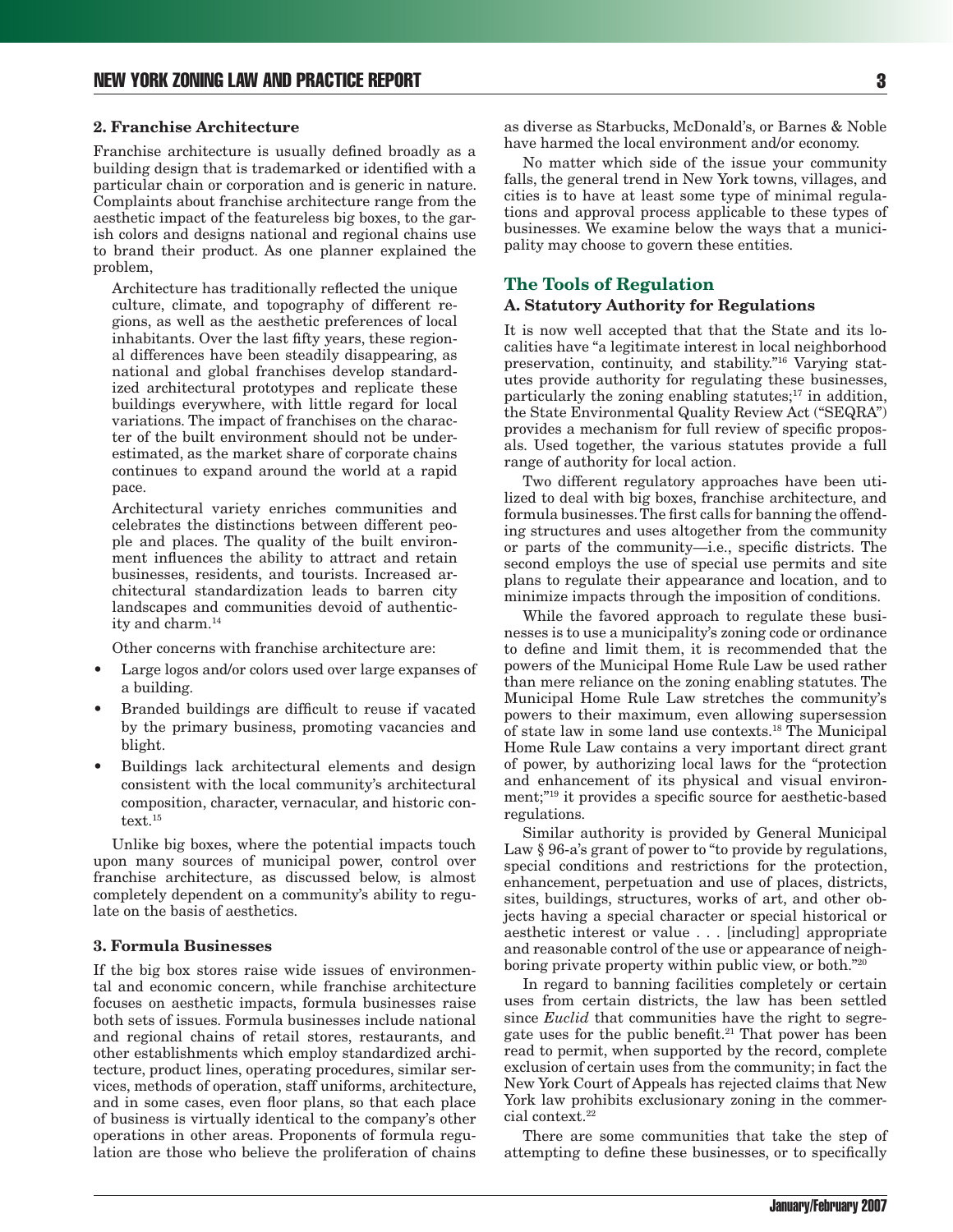### 2. Franchise Architecture

Franchise architecture is usually defined broadly as a building design that is trademarked or identified with a particular chain or corporation and is generic in nature. Complaints about franchise architecture range from the aesthetic impact of the featureless big boxes, to the garish colors and designs national and regional chains use to brand their product. As one planner explained the problem,

> Architecture has traditionally reflected the unique culture, climate, and topography of different regions, as well as the aesthetic preferences of local inhabitants. Over the last fifty years, these regional differences have been steadily disappearing, as national and global franchises develop standardized architectural prototypes and replicate these buildings everywhere, with little regard for local variations. The impact of franchises on the character of the built environment should not be underestimated, as the market share of corporate chains continues to expand around the world at a rapid pace.
>
> Architectural variety enriches communities and celebrates the distinctions between different people and places. The quality of the built environment influences the ability to attract and retain businesses, residents, and tourists. Increased architectural standardization leads to barren city landscapes and communities devoid of authenticity and charm.[14]

Other concerns with franchise architecture are:

- Large logos and/or colors used over large expanses of a building.
- Branded buildings are difficult to reuse if vacated by the primary business, promoting vacancies and blight.
- Buildings lack architectural elements and design consistent with the local community's architectural composition, character, vernacular, and historic context.[15]

Unlike big boxes, where the potential impacts touch upon many sources of municipal power, control over franchise architecture, as discussed below, is almost completely dependent on a community's ability to regulate on the basis of aesthetics.

### 3. Formula Businesses

If the big box stores raise wide issues of environmental and economic concern, while franchise architecture focuses on aesthetic impacts, formula businesses raise both sets of issues. Formula businesses include national and regional chains of retail stores, restaurants, and other establishments which employ standardized architecture, product lines, operating procedures, similar services, methods of operation, staff uniforms, architecture, and in some cases, even floor plans, so that each place of business is virtually identical to the company's other operations in other areas. Proponents of formula regulation are those who believe the proliferation of chains as diverse as Starbucks, McDonald's, or Barnes & Noble have harmed the local environment and/or economy.

No matter which side of the issue your community falls, the general trend in New York towns, villages, and cities is to have at least some type of minimal regulations and approval process applicable to these types of businesses. We examine below the ways that a municipality may choose to govern these entities.

## The Tools of Regulation

### A. Statutory Authority for Regulations

It is now well accepted that that the State and its localities have "a legitimate interest in local neighborhood preservation, continuity, and stability."[16] Varying statutes provide authority for regulating these businesses, particularly the zoning enabling statutes;[17] in addition, the State Environmental Quality Review Act ("SEQRA") provides a mechanism for full review of specific proposals. Used together, the various statutes provide a full range of authority for local action.

Two different regulatory approaches have been utilized to deal with big boxes, franchise architecture, and formula businesses. The first calls for banning the offending structures and uses altogether from the community or parts of the community—i.e., specific districts. The second employs the use of special use permits and site plans to regulate their appearance and location, and to minimize impacts through the imposition of conditions.

While the favored approach to regulate these businesses is to use a municipality's zoning code or ordinance to define and limit them, it is recommended that the powers of the Municipal Home Rule Law be used rather than mere reliance on the zoning enabling statutes. The Municipal Home Rule Law stretches the community's powers to their maximum, even allowing supersession of state law in some land use contexts.[18] The Municipal Home Rule Law contains a very important direct grant of power, by authorizing local laws for the "protection and enhancement of its physical and visual environment;"[19] it provides a specific source for aesthetic-based regulations.

Similar authority is provided by General Municipal Law § 96-a's grant of power to "to provide by regulations, special conditions and restrictions for the protection, enhancement, perpetuation and use of places, districts, sites, buildings, structures, works of art, and other objects having a special character or special historical or aesthetic interest or value . . . [including] appropriate and reasonable control of the use or appearance of neighboring private property within public view, or both."[20]

In regard to banning facilities completely or certain uses from certain districts, the law has been settled since *Euclid* that communities have the right to segregate uses for the public benefit.[21] That power has been read to permit, when supported by the record, complete exclusion of certain uses from the community; in fact the New York Court of Appeals has rejected claims that New York law prohibits exclusionary zoning in the commercial context.[22]

There are some communities that take the step of attempting to define these businesses, or to specifically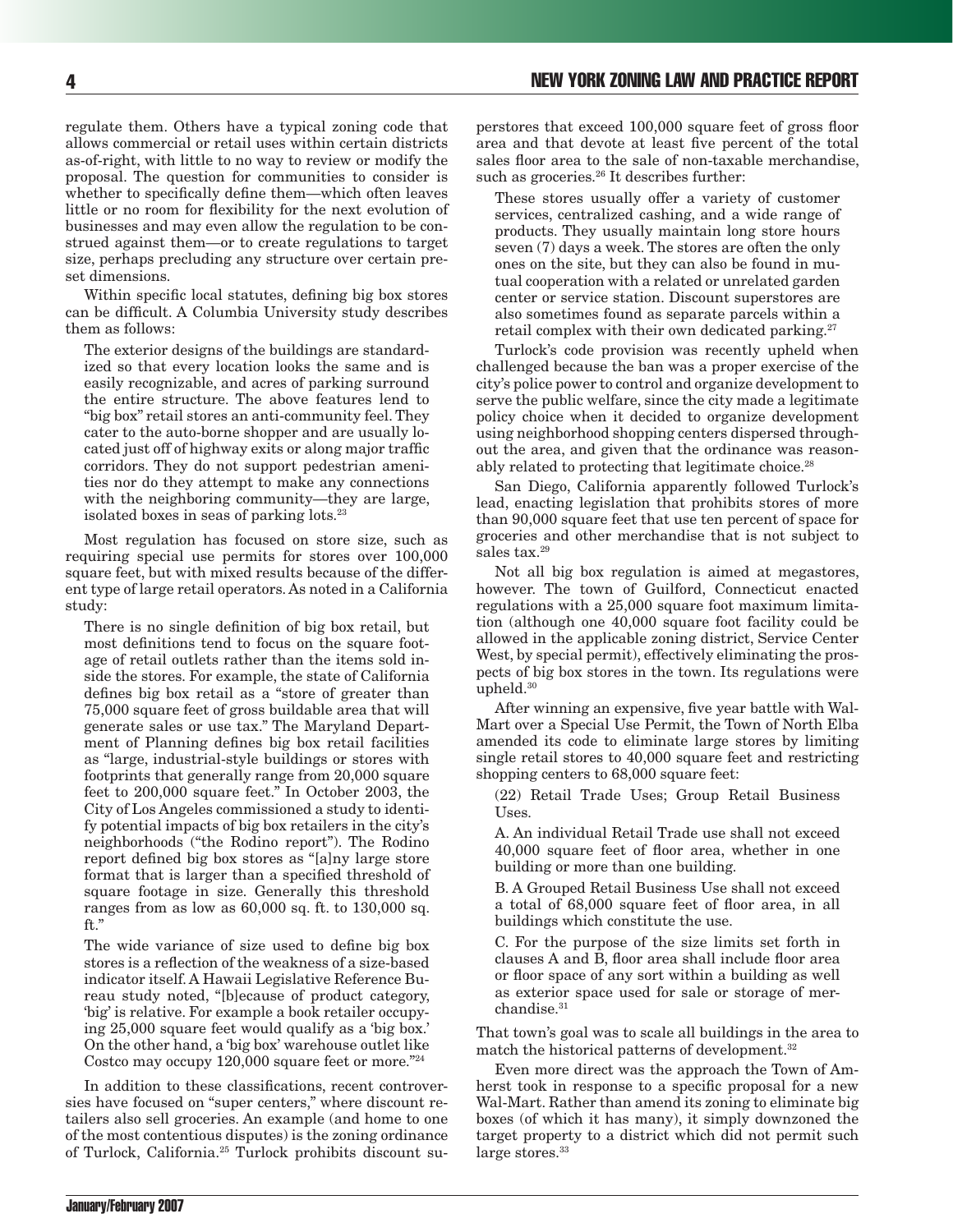regulate them. Others have a typical zoning code that allows commercial or retail uses within certain districts as-of-right, with little to no way to review or modify the proposal. The question for communities to consider is whether to specifically define them—which often leaves little or no room for flexibility for the next evolution of businesses and may even allow the regulation to be construed against them—or to create regulations to target size, perhaps precluding any structure over certain preset dimensions.

Within specific local statutes, defining big box stores can be difficult. A Columbia University study describes them as follows:

> The exterior designs of the buildings are standardized so that every location looks the same and is easily recognizable, and acres of parking surround the entire structure. The above features lend to "big box" retail stores an anti-community feel. They cater to the auto-borne shopper and are usually located just off of highway exits or along major traffic corridors. They do not support pedestrian amenities nor do they attempt to make any connections with the neighboring community—they are large, isolated boxes in seas of parking lots.[23]

Most regulation has focused on store size, such as requiring special use permits for stores over 100,000 square feet, but with mixed results because of the different type of large retail operators. As noted in a California study:

> There is no single definition of big box retail, but most definitions tend to focus on the square footage of retail outlets rather than the items sold inside the stores. For example, the state of California defines big box retail as a "store of greater than 75,000 square feet of gross buildable area that will generate sales or use tax." The Maryland Department of Planning defines big box retail facilities as "large, industrial-style buildings or stores with footprints that generally range from 20,000 square feet to 200,000 square feet." In October 2003, the City of Los Angeles commissioned a study to identify potential impacts of big box retailers in the city's neighborhoods ("the Rodino report"). The Rodino report defined big box stores as "[a]ny large store format that is larger than a specified threshold of square footage in size. Generally this threshold ranges from as low as 60,000 sq. ft. to 130,000 sq. ft."
>
> The wide variance of size used to define big box stores is a reflection of the weakness of a size-based indicator itself. A Hawaii Legislative Reference Bureau study noted, "[b]ecause of product category, 'big' is relative. For example a book retailer occupying 25,000 square feet would qualify as a 'big box.' On the other hand, a 'big box' warehouse outlet like Costco may occupy 120,000 square feet or more."[24]

In addition to these classifications, recent controversies have focused on "super centers," where discount retailers also sell groceries. An example (and home to one of the most contentious disputes) is the zoning ordinance of Turlock, California.[25] Turlock prohibits discount superstores that exceed 100,000 square feet of gross floor area and that devote at least five percent of the total sales floor area to the sale of non-taxable merchandise, such as groceries.[26] It describes further:

> These stores usually offer a variety of customer services, centralized cashing, and a wide range of products. They usually maintain long store hours seven (7) days a week. The stores are often the only ones on the site, but they can also be found in mutual cooperation with a related or unrelated garden center or service station. Discount superstores are also sometimes found as separate parcels within a retail complex with their own dedicated parking.[27]

Turlock's code provision was recently upheld when challenged because the ban was a proper exercise of the city's police power to control and organize development to serve the public welfare, since the city made a legitimate policy choice when it decided to organize development using neighborhood shopping centers dispersed throughout the area, and given that the ordinance was reasonably related to protecting that legitimate choice.[28]

San Diego, California apparently followed Turlock's lead, enacting legislation that prohibits stores of more than 90,000 square feet that use ten percent of space for groceries and other merchandise that is not subject to sales tax.[29]

Not all big box regulation is aimed at megastores, however. The town of Guilford, Connecticut enacted regulations with a 25,000 square foot maximum limitation (although one 40,000 square foot facility could be allowed in the applicable zoning district, Service Center West, by special permit), effectively eliminating the prospects of big box stores in the town. Its regulations were upheld.[30]

After winning an expensive, five year battle with Wal-Mart over a Special Use Permit, the Town of North Elba amended its code to eliminate large stores by limiting single retail stores to 40,000 square feet and restricting shopping centers to 68,000 square feet:

> (22) Retail Trade Uses; Group Retail Business Uses.
>
> A. An individual Retail Trade use shall not exceed 40,000 square feet of floor area, whether in one building or more than one building.
>
> B. A Grouped Retail Business Use shall not exceed a total of 68,000 square feet of floor area, in all buildings which constitute the use.
>
> C. For the purpose of the size limits set forth in clauses A and B, floor area shall include floor area or floor space of any sort within a building as well as exterior space used for sale or storage of merchandise.[31]

That town's goal was to scale all buildings in the area to match the historical patterns of development.[32]

Even more direct was the approach the Town of Amherst took in response to a specific proposal for a new Wal-Mart. Rather than amend its zoning to eliminate big boxes (of which it has many), it simply downzoned the target property to a district which did not permit such large stores.[33]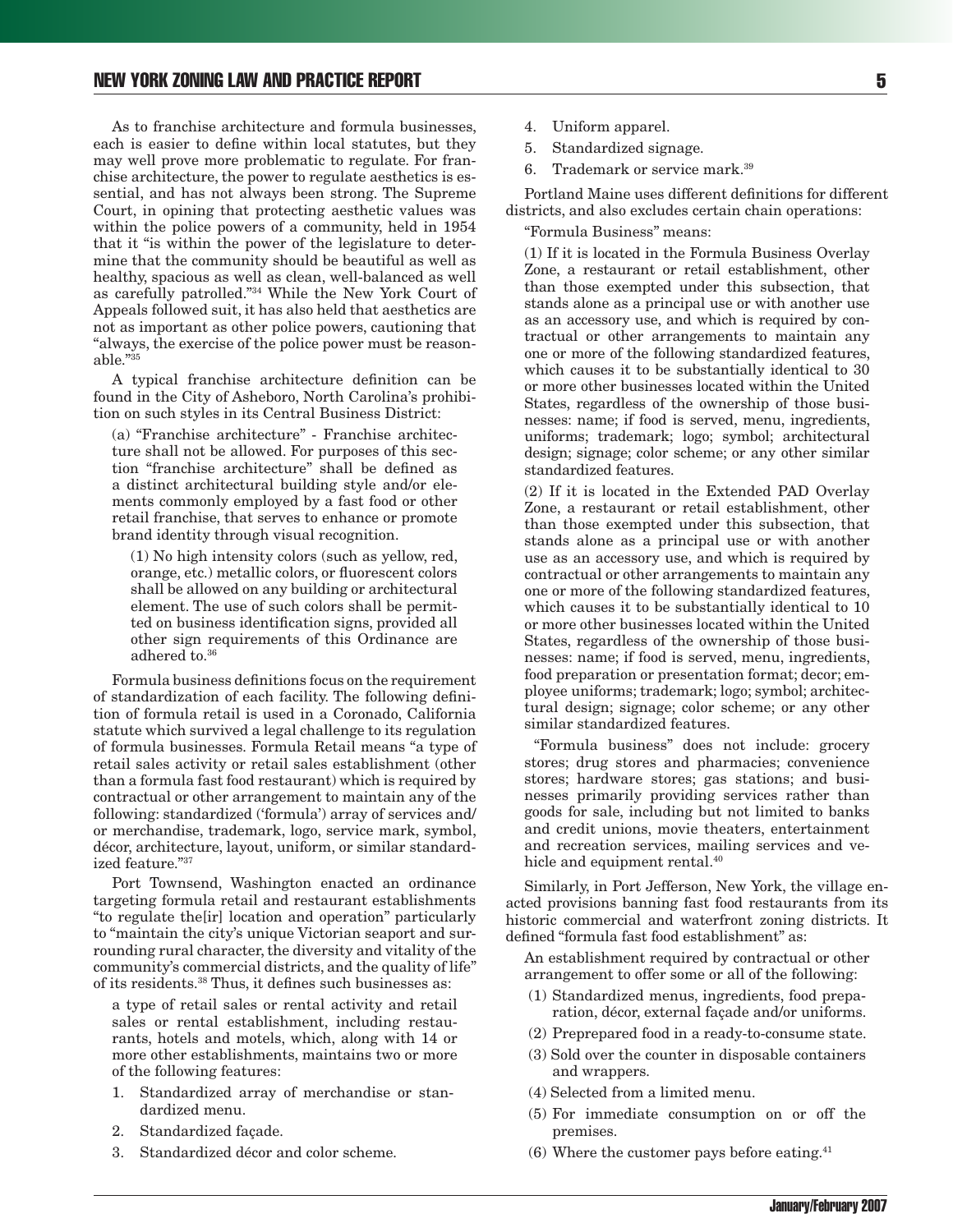As to franchise architecture and formula businesses, each is easier to define within local statutes, but they may well prove more problematic to regulate. For franchise architecture, the power to regulate aesthetics is essential, and has not always been strong. The Supreme Court, in opining that protecting aesthetic values was within the police powers of a community, held in 1954 that it "is within the power of the legislature to determine that the community should be beautiful as well as healthy, spacious as well as clean, well-balanced as well as carefully patrolled."[34] While the New York Court of Appeals followed suit, it has also held that aesthetics are not as important as other police powers, cautioning that "always, the exercise of the police power must be reasonable."[35]

A typical franchise architecture definition can be found in the City of Asheboro, North Carolina's prohibition on such styles in its Central Business District:

> (a) "Franchise architecture" - Franchise architecture shall not be allowed. For purposes of this section "franchise architecture" shall be defined as a distinct architectural building style and/or elements commonly employed by a fast food or other retail franchise, that serves to enhance or promote brand identity through visual recognition.
>
> (1) No high intensity colors (such as yellow, red, orange, etc.) metallic colors, or fluorescent colors shall be allowed on any building or architectural element. The use of such colors shall be permitted on business identification signs, provided all other sign requirements of this Ordinance are adhered to.[36]

Formula business definitions focus on the requirement of standardization of each facility. The following definition of formula retail is used in a Coronado, California statute which survived a legal challenge to its regulation of formula businesses. Formula Retail means "a type of retail sales activity or retail sales establishment (other than a formula fast food restaurant) which is required by contractual or other arrangement to maintain any of the following: standardized ('formula') array of services and/or merchandise, trademark, logo, service mark, symbol, décor, architecture, layout, uniform, or similar standardized feature."[37]

Port Townsend, Washington enacted an ordinance targeting formula retail and restaurant establishments "to regulate the[ir] location and operation" particularly to "maintain the city's unique Victorian seaport and surrounding rural character, the diversity and vitality of the community's commercial districts, and the quality of life" of its residents.[38] Thus, it defines such businesses as:

> a type of retail sales or rental activity and retail sales or rental establishment, including restaurants, hotels and motels, which, along with 14 or more other establishments, maintains two or more of the following features:
>
> 1. Standardized array of merchandise or standardized menu.
> 2. Standardized façade.
> 3. Standardized décor and color scheme.
> 4. Uniform apparel.
> 5. Standardized signage.
> 6. Trademark or service mark.[39]

Portland Maine uses different definitions for different districts, and also excludes certain chain operations:

> "Formula Business" means:
>
> (1) If it is located in the Formula Business Overlay Zone, a restaurant or retail establishment, other than those exempted under this subsection, that stands alone as a principal use or with another use as an accessory use, and which is required by contractual or other arrangements to maintain any one or more of the following standardized features, which causes it to be substantially identical to 30 or more other businesses located within the United States, regardless of the ownership of those businesses: name; if food is served, menu, ingredients, uniforms; trademark; logo; symbol; architectural design; signage; color scheme; or any other similar standardized features.
>
> (2) If it is located in the Extended PAD Overlay Zone, a restaurant or retail establishment, other than those exempted under this subsection, that stands alone as a principal use or with another use as an accessory use, and which is required by contractual or other arrangements to maintain any one or more of the following standardized features, which causes it to be substantially identical to 10 or more other businesses located within the United States, regardless of the ownership of those businesses: name; if food is served, menu, ingredients, food preparation or presentation format; decor; employee uniforms; trademark; logo; symbol; architectural design; signage; color scheme; or any other similar standardized features.
>
> "Formula business" does not include: grocery stores; drug stores and pharmacies; convenience stores; hardware stores; gas stations; and businesses primarily providing services rather than goods for sale, including but not limited to banks and credit unions, movie theaters, entertainment and recreation services, mailing services and vehicle and equipment rental.[40]

Similarly, in Port Jefferson, New York, the village enacted provisions banning fast food restaurants from its historic commercial and waterfront zoning districts. It defined "formula fast food establishment" as:

> An establishment required by contractual or other arrangement to offer some or all of the following:
>
> (1) Standardized menus, ingredients, food preparation, décor, external façade and/or uniforms.
> (2) Preprepared food in a ready-to-consume state.
> (3) Sold over the counter in disposable containers and wrappers.
> (4) Selected from a limited menu.
> (5) For immediate consumption on or off the premises.
> (6) Where the customer pays before eating.[41]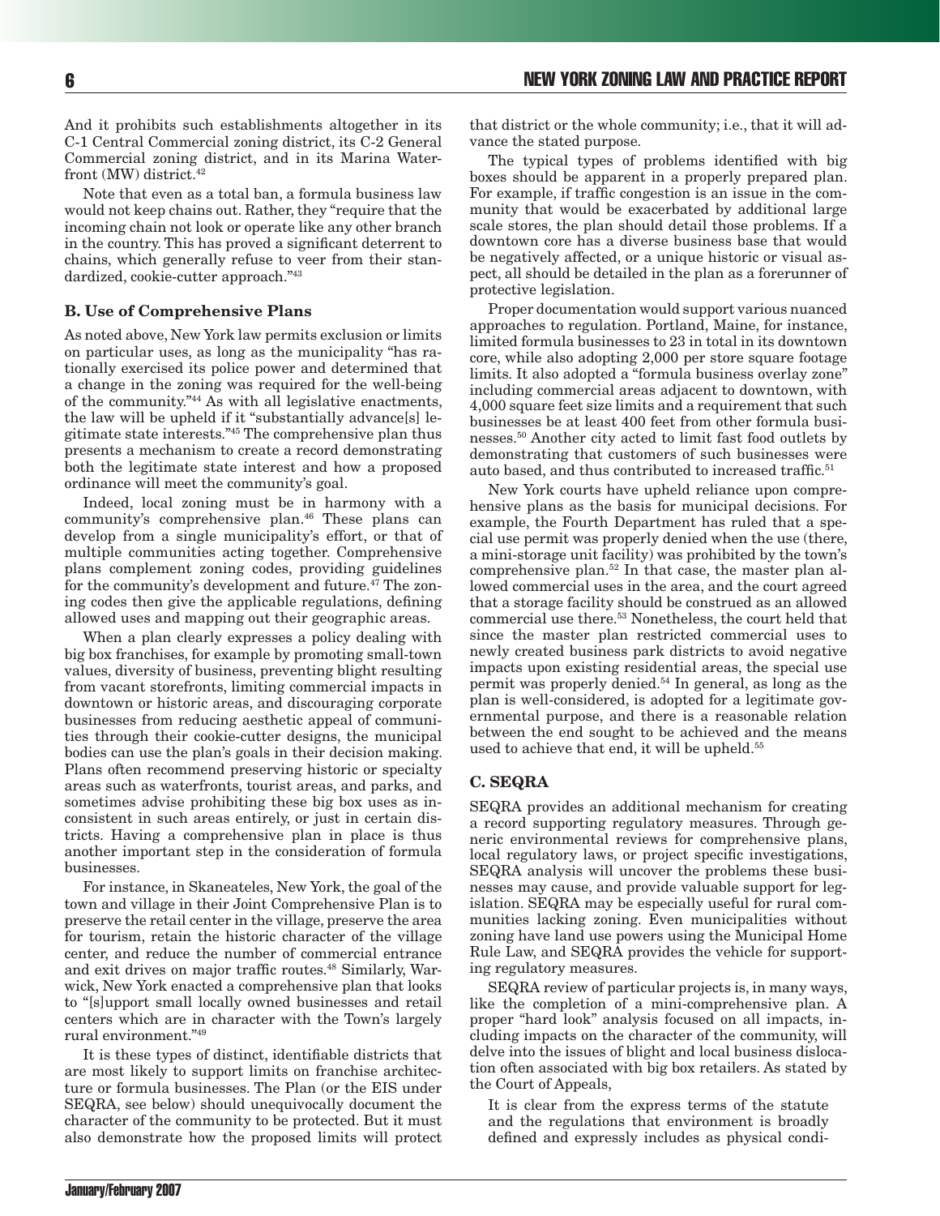And it prohibits such establishments altogether in its C-1 Central Commercial zoning district, its C-2 General Commercial zoning district, and in its Marina Waterfront (MW) district.[42]

Note that even as a total ban, a formula business law would not keep chains out. Rather, they "require that the incoming chain not look or operate like any other branch in the country. This has proved a significant deterrent to chains, which generally refuse to veer from their standardized, cookie-cutter approach."[43]

### B. Use of Comprehensive Plans

As noted above, New York law permits exclusion or limits on particular uses, as long as the municipality "has rationally exercised its police power and determined that a change in the zoning was required for the well-being of the community."[44] As with all legislative enactments, the law will be upheld if it "substantially advance[s] legitimate state interests."[45] The comprehensive plan thus presents a mechanism to create a record demonstrating both the legitimate state interest and how a proposed ordinance will meet the community's goal.

Indeed, local zoning must be in harmony with a community's comprehensive plan.[46] These plans can develop from a single municipality's effort, or that of multiple communities acting together. Comprehensive plans complement zoning codes, providing guidelines for the community's development and future.[47] The zoning codes then give the applicable regulations, defining allowed uses and mapping out their geographic areas.

When a plan clearly expresses a policy dealing with big box franchises, for example by promoting small-town values, diversity of business, preventing blight resulting from vacant storefronts, limiting commercial impacts in downtown or historic areas, and discouraging corporate businesses from reducing aesthetic appeal of communities through their cookie-cutter designs, the municipal bodies can use the plan's goals in their decision making. Plans often recommend preserving historic or specialty areas such as waterfronts, tourist areas, and parks, and sometimes advise prohibiting these big box uses as inconsistent in such areas entirely, or just in certain districts. Having a comprehensive plan in place is thus another important step in the consideration of formula businesses.

For instance, in Skaneateles, New York, the goal of the town and village in their Joint Comprehensive Plan is to preserve the retail center in the village, preserve the area for tourism, retain the historic character of the village center, and reduce the number of commercial entrance and exit drives on major traffic routes.[48] Similarly, Warwick, New York enacted a comprehensive plan that looks to "[s]upport small locally owned businesses and retail centers which are in character with the Town's largely rural environment."[49]

It is these types of distinct, identifiable districts that are most likely to support limits on franchise architecture or formula businesses. The Plan (or the EIS under SEQRA, see below) should unequivocally document the character of the community to be protected. But it must also demonstrate how the proposed limits will protect that district or the whole community; i.e., that it will advance the stated purpose.

The typical types of problems identified with big boxes should be apparent in a properly prepared plan. For example, if traffic congestion is an issue in the community that would be exacerbated by additional large scale stores, the plan should detail those problems. If a downtown core has a diverse business base that would be negatively affected, or a unique historic or visual aspect, all should be detailed in the plan as a forerunner of protective legislation.

Proper documentation would support various nuanced approaches to regulation. Portland, Maine, for instance, limited formula businesses to 23 in total in its downtown core, while also adopting 2,000 per store square footage limits. It also adopted a "formula business overlay zone" including commercial areas adjacent to downtown, with 4,000 square feet size limits and a requirement that such businesses be at least 400 feet from other formula businesses.[50] Another city acted to limit fast food outlets by demonstrating that customers of such businesses were auto based, and thus contributed to increased traffic.[51]

New York courts have upheld reliance upon comprehensive plans as the basis for municipal decisions. For example, the Fourth Department has ruled that a special use permit was properly denied when the use (there, a mini-storage unit facility) was prohibited by the town's comprehensive plan.[52] In that case, the master plan allowed commercial uses in the area, and the court agreed that a storage facility should be construed as an allowed commercial use there.[53] Nonetheless, the court held that since the master plan restricted commercial uses to newly created business park districts to avoid negative impacts upon existing residential areas, the special use permit was properly denied.[54] In general, as long as the plan is well-considered, is adopted for a legitimate governmental purpose, and there is a reasonable relation between the end sought to be achieved and the means used to achieve that end, it will be upheld.[55]

### C. SEQRA

SEQRA provides an additional mechanism for creating a record supporting regulatory measures. Through generic environmental reviews for comprehensive plans, local regulatory laws, or project specific investigations, SEQRA analysis will uncover the problems these businesses may cause, and provide valuable support for legislation. SEQRA may be especially useful for rural communities lacking zoning. Even municipalities without zoning have land use powers using the Municipal Home Rule Law, and SEQRA provides the vehicle for supporting regulatory measures.

SEQRA review of particular projects is, in many ways, like the completion of a mini-comprehensive plan. A proper "hard look" analysis focused on all impacts, including impacts on the character of the community, will delve into the issues of blight and local business dislocation often associated with big box retailers. As stated by the Court of Appeals,

> It is clear from the express terms of the statute and the regulations that environment is broadly defined and expressly includes as physical condi-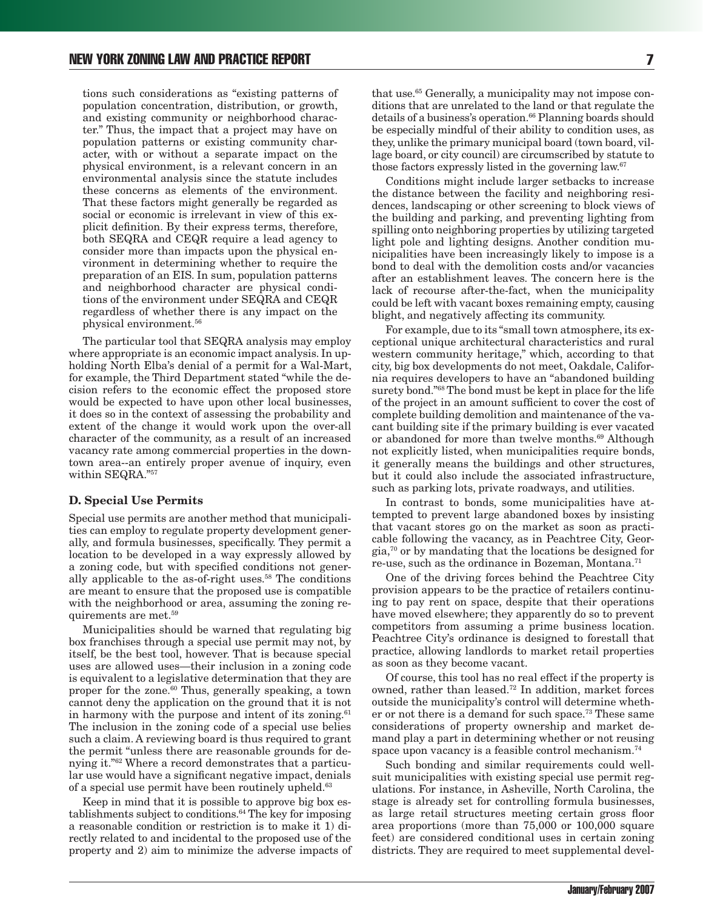tions such considerations as "existing patterns of population concentration, distribution, or growth, and existing community or neighborhood character." Thus, the impact that a project may have on population patterns or existing community character, with or without a separate impact on the physical environment, is a relevant concern in an environmental analysis since the statute includes these concerns as elements of the environment. That these factors might generally be regarded as social or economic is irrelevant in view of this explicit definition. By their express terms, therefore, both SEQRA and CEQR require a lead agency to consider more than impacts upon the physical environment in determining whether to require the preparation of an EIS. In sum, population patterns and neighborhood character are physical conditions of the environment under SEQRA and CEQR regardless of whether there is any impact on the physical environment.[56]

The particular tool that SEQRA analysis may employ where appropriate is an economic impact analysis. In upholding North Elba's denial of a permit for a Wal-Mart, for example, the Third Department stated "while the decision refers to the economic effect the proposed store would be expected to have upon other local businesses, it does so in the context of assessing the probability and extent of the change it would work upon the over-all character of the community, as a result of an increased vacancy rate among commercial properties in the downtown area--an entirely proper avenue of inquiry, even within SEQRA."[57]

### D. Special Use Permits

Special use permits are another method that municipalities can employ to regulate property development generally, and formula businesses, specifically. They permit a location to be developed in a way expressly allowed by a zoning code, but with specified conditions not generally applicable to the as-of-right uses.[58] The conditions are meant to ensure that the proposed use is compatible with the neighborhood or area, assuming the zoning requirements are met.[59]

Municipalities should be warned that regulating big box franchises through a special use permit may not, by itself, be the best tool, however. That is because special uses are allowed uses—their inclusion in a zoning code is equivalent to a legislative determination that they are proper for the zone.[60] Thus, generally speaking, a town cannot deny the application on the ground that it is not in harmony with the purpose and intent of its zoning.[61] The inclusion in the zoning code of a special use belies such a claim. A reviewing board is thus required to grant the permit "unless there are reasonable grounds for denying it."[62] Where a record demonstrates that a particular use would have a significant negative impact, denials of a special use permit have been routinely upheld.[63]

Keep in mind that it is possible to approve big box establishments subject to conditions.[64] The key for imposing a reasonable condition or restriction is to make it 1) directly related to and incidental to the proposed use of the property and 2) aim to minimize the adverse impacts of that use.[65] Generally, a municipality may not impose conditions that are unrelated to the land or that regulate the details of a business's operation.[66] Planning boards should be especially mindful of their ability to condition uses, as they, unlike the primary municipal board (town board, village board, or city council) are circumscribed by statute to those factors expressly listed in the governing law.[67]

Conditions might include larger setbacks to increase the distance between the facility and neighboring residences, landscaping or other screening to block views of the building and parking, and preventing lighting from spilling onto neighboring properties by utilizing targeted light pole and lighting designs. Another condition municipalities have been increasingly likely to impose is a bond to deal with the demolition costs and/or vacancies after an establishment leaves. The concern here is the lack of recourse after-the-fact, when the municipality could be left with vacant boxes remaining empty, causing blight, and negatively affecting its community.

For example, due to its "small town atmosphere, its exceptional unique architectural characteristics and rural western community heritage," which, according to that city, big box developments do not meet, Oakdale, California requires developers to have an "abandoned building surety bond."[68] The bond must be kept in place for the life of the project in an amount sufficient to cover the cost of complete building demolition and maintenance of the vacant building site if the primary building is ever vacated or abandoned for more than twelve months.[69] Although not explicitly listed, when municipalities require bonds, it generally means the buildings and other structures, but it could also include the associated infrastructure, such as parking lots, private roadways, and utilities.

In contrast to bonds, some municipalities have attempted to prevent large abandoned boxes by insisting that vacant stores go on the market as soon as practicable following the vacancy, as in Peachtree City, Georgia,[70] or by mandating that the locations be designed for re-use, such as the ordinance in Bozeman, Montana.[71]

One of the driving forces behind the Peachtree City provision appears to be the practice of retailers continuing to pay rent on space, despite that their operations have moved elsewhere; they apparently do so to prevent competitors from assuming a prime business location. Peachtree City's ordinance is designed to forestall that practice, allowing landlords to market retail properties as soon as they become vacant.

Of course, this tool has no real effect if the property is owned, rather than leased.[72] In addition, market forces outside the municipality's control will determine whether or not there is a demand for such space.[73] These same considerations of property ownership and market demand play a part in determining whether or not reusing space upon vacancy is a feasible control mechanism.[74]

Such bonding and similar requirements could well-suit municipalities with existing special use permit regulations. For instance, in Asheville, North Carolina, the stage is already set for controlling formula businesses, as large retail structures meeting certain gross floor area proportions (more than 75,000 or 100,000 square feet) are considered conditional uses in certain zoning districts. They are required to meet supplemental devel-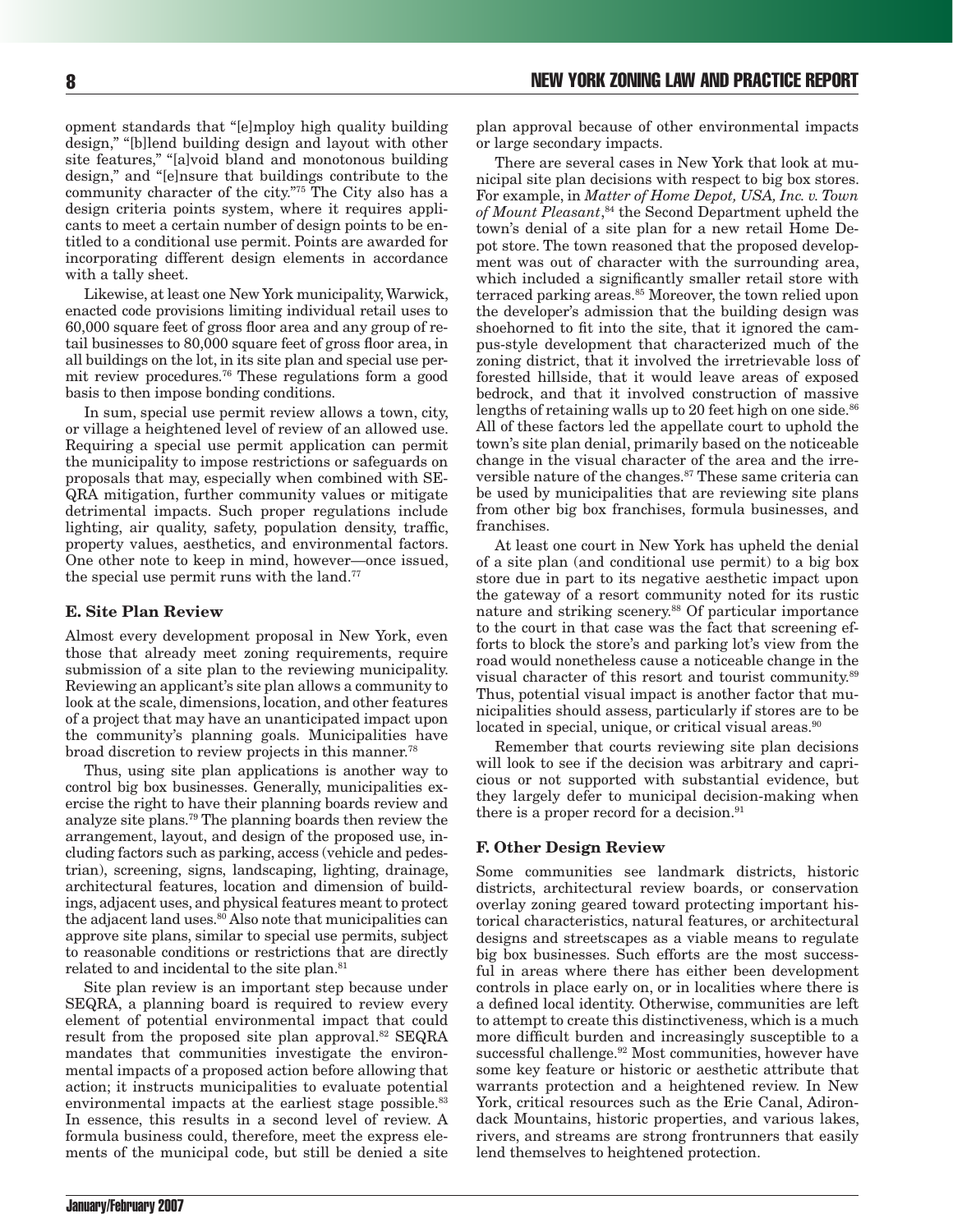opment standards that "[e]mploy high quality building design," "[b]lend building design and layout with other site features," "[a]void bland and monotonous building design," and "[e]nsure that buildings contribute to the community character of the city."[75] The City also has a design criteria points system, where it requires applicants to meet a certain number of design points to be entitled to a conditional use permit. Points are awarded for incorporating different design elements in accordance with a tally sheet.

Likewise, at least one New York municipality, Warwick, enacted code provisions limiting individual retail uses to 60,000 square feet of gross floor area and any group of retail businesses to 80,000 square feet of gross floor area, in all buildings on the lot, in its site plan and special use permit review procedures.[76] These regulations form a good basis to then impose bonding conditions.

In sum, special use permit review allows a town, city, or village a heightened level of review of an allowed use. Requiring a special use permit application can permit the municipality to impose restrictions or safeguards on proposals that may, especially when combined with SEQRA mitigation, further community values or mitigate detrimental impacts. Such proper regulations include lighting, air quality, safety, population density, traffic, property values, aesthetics, and environmental factors. One other note to keep in mind, however—once issued, the special use permit runs with the land.[77]

### E. Site Plan Review

Almost every development proposal in New York, even those that already meet zoning requirements, require submission of a site plan to the reviewing municipality. Reviewing an applicant's site plan allows a community to look at the scale, dimensions, location, and other features of a project that may have an unanticipated impact upon the community's planning goals. Municipalities have broad discretion to review projects in this manner.[78]

Thus, using site plan applications is another way to control big box businesses. Generally, municipalities exercise the right to have their planning boards review and analyze site plans.[79] The planning boards then review the arrangement, layout, and design of the proposed use, including factors such as parking, access (vehicle and pedestrian), screening, signs, landscaping, lighting, drainage, architectural features, location and dimension of buildings, adjacent uses, and physical features meant to protect the adjacent land uses.[80] Also note that municipalities can approve site plans, similar to special use permits, subject to reasonable conditions or restrictions that are directly related to and incidental to the site plan.[81]

Site plan review is an important step because under SEQRA, a planning board is required to review every element of potential environmental impact that could result from the proposed site plan approval.[82] SEQRA mandates that communities investigate the environmental impacts of a proposed action before allowing that action; it instructs municipalities to evaluate potential environmental impacts at the earliest stage possible.[83] In essence, this results in a second level of review. A formula business could, therefore, meet the express elements of the municipal code, but still be denied a site plan approval because of other environmental impacts or large secondary impacts.

There are several cases in New York that look at municipal site plan decisions with respect to big box stores. For example, in *Matter of Home Depot, USA, Inc. v. Town of Mount Pleasant*,[84] the Second Department upheld the town's denial of a site plan for a new retail Home Depot store. The town reasoned that the proposed development was out of character with the surrounding area, which included a significantly smaller retail store with terraced parking areas.[85] Moreover, the town relied upon the developer's admission that the building design was shoehorned to fit into the site, that it ignored the campus-style development that characterized much of the zoning district, that it involved the irretrievable loss of forested hillside, that it would leave areas of exposed bedrock, and that it involved construction of massive lengths of retaining walls up to 20 feet high on one side.[86] All of these factors led the appellate court to uphold the town's site plan denial, primarily based on the noticeable change in the visual character of the area and the irreversible nature of the changes.[87] These same criteria can be used by municipalities that are reviewing site plans from other big box franchises, formula businesses, and franchises.

At least one court in New York has upheld the denial of a site plan (and conditional use permit) to a big box store due in part to its negative aesthetic impact upon the gateway of a resort community noted for its rustic nature and striking scenery.[88] Of particular importance to the court in that case was the fact that screening efforts to block the store's and parking lot's view from the road would nonetheless cause a noticeable change in the visual character of this resort and tourist community.[89] Thus, potential visual impact is another factor that municipalities should assess, particularly if stores are to be located in special, unique, or critical visual areas.[90]

Remember that courts reviewing site plan decisions will look to see if the decision was arbitrary and capricious or not supported with substantial evidence, but they largely defer to municipal decision-making when there is a proper record for a decision.[91]

### F. Other Design Review

Some communities see landmark districts, historic districts, architectural review boards, or conservation overlay zoning geared toward protecting important historical characteristics, natural features, or architectural designs and streetscapes as a viable means to regulate big box businesses. Such efforts are the most successful in areas where there has either been development controls in place early on, or in localities where there is a defined local identity. Otherwise, communities are left to attempt to create this distinctiveness, which is a much more difficult burden and increasingly susceptible to a successful challenge.[92] Most communities, however have some key feature or historic or aesthetic attribute that warrants protection and a heightened review. In New York, critical resources such as the Erie Canal, Adirondack Mountains, historic properties, and various lakes, rivers, and streams are strong frontrunners that easily lend themselves to heightened protection.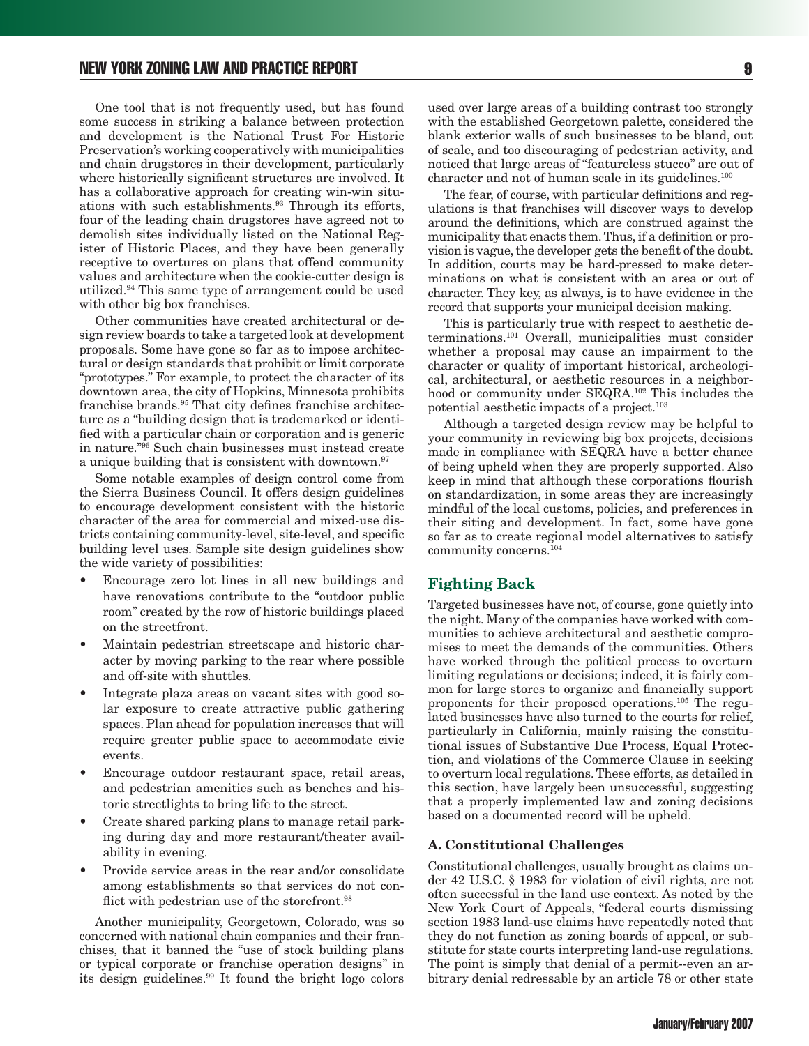One tool that is not frequently used, but has found some success in striking a balance between protection and development is the National Trust For Historic Preservation's working cooperatively with municipalities and chain drugstores in their development, particularly where historically significant structures are involved. It has a collaborative approach for creating win-win situations with such establishments.[93] Through its efforts, four of the leading chain drugstores have agreed not to demolish sites individually listed on the National Register of Historic Places, and they have been generally receptive to overtures on plans that offend community values and architecture when the cookie-cutter design is utilized.[94] This same type of arrangement could be used with other big box franchises.

Other communities have created architectural or design review boards to take a targeted look at development proposals. Some have gone so far as to impose architectural or design standards that prohibit or limit corporate "prototypes." For example, to protect the character of its downtown area, the city of Hopkins, Minnesota prohibits franchise brands.[95] That city defines franchise architecture as a "building design that is trademarked or identified with a particular chain or corporation and is generic in nature."[96] Such chain businesses must instead create a unique building that is consistent with downtown.[97]

Some notable examples of design control come from the Sierra Business Council. It offers design guidelines to encourage development consistent with the historic character of the area for commercial and mixed-use districts containing community-level, site-level, and specific building level uses. Sample site design guidelines show the wide variety of possibilities:

- Encourage zero lot lines in all new buildings and have renovations contribute to the "outdoor public room" created by the row of historic buildings placed on the streetfront.
- Maintain pedestrian streetscape and historic character by moving parking to the rear where possible and off-site with shuttles.
- Integrate plaza areas on vacant sites with good solar exposure to create attractive public gathering spaces. Plan ahead for population increases that will require greater public space to accommodate civic events.
- Encourage outdoor restaurant space, retail areas, and pedestrian amenities such as benches and historic streetlights to bring life to the street.
- Create shared parking plans to manage retail parking during day and more restaurant/theater availability in evening.
- Provide service areas in the rear and/or consolidate among establishments so that services do not conflict with pedestrian use of the storefront.[98]

Another municipality, Georgetown, Colorado, was so concerned with national chain companies and their franchises, that it banned the "use of stock building plans or typical corporate or franchise operation designs" in its design guidelines.[99] It found the bright logo colors used over large areas of a building contrast too strongly with the established Georgetown palette, considered the blank exterior walls of such businesses to be bland, out of scale, and too discouraging of pedestrian activity, and noticed that large areas of "featureless stucco" are out of character and not of human scale in its guidelines.[100]

The fear, of course, with particular definitions and regulations is that franchises will discover ways to develop around the definitions, which are construed against the municipality that enacts them. Thus, if a definition or provision is vague, the developer gets the benefit of the doubt. In addition, courts may be hard-pressed to make determinations on what is consistent with an area or out of character. They key, as always, is to have evidence in the record that supports your municipal decision making.

This is particularly true with respect to aesthetic determinations.[101] Overall, municipalities must consider whether a proposal may cause an impairment to the character or quality of important historical, archeological, architectural, or aesthetic resources in a neighborhood or community under SEQRA.[102] This includes the potential aesthetic impacts of a project.[103]

Although a targeted design review may be helpful to your community in reviewing big box projects, decisions made in compliance with SEQRA have a better chance of being upheld when they are properly supported. Also keep in mind that although these corporations flourish on standardization, in some areas they are increasingly mindful of the local customs, policies, and preferences in their siting and development. In fact, some have gone so far as to create regional model alternatives to satisfy community concerns.[104]

## Fighting Back

Targeted businesses have not, of course, gone quietly into the night. Many of the companies have worked with communities to achieve architectural and aesthetic compromises to meet the demands of the communities. Others have worked through the political process to overturn limiting regulations or decisions; indeed, it is fairly common for large stores to organize and financially support proponents for their proposed operations.[105] The regulated businesses have also turned to the courts for relief, particularly in California, mainly raising the constitutional issues of Substantive Due Process, Equal Protection, and violations of the Commerce Clause in seeking to overturn local regulations. These efforts, as detailed in this section, have largely been unsuccessful, suggesting that a properly implemented law and zoning decisions based on a documented record will be upheld.

### A. Constitutional Challenges

Constitutional challenges, usually brought as claims under 42 U.S.C. § 1983 for violation of civil rights, are not often successful in the land use context. As noted by the New York Court of Appeals, "federal courts dismissing section 1983 land-use claims have repeatedly noted that they do not function as zoning boards of appeal, or substitute for state courts interpreting land-use regulations. The point is simply that denial of a permit--even an arbitrary denial redressable by an article 78 or other state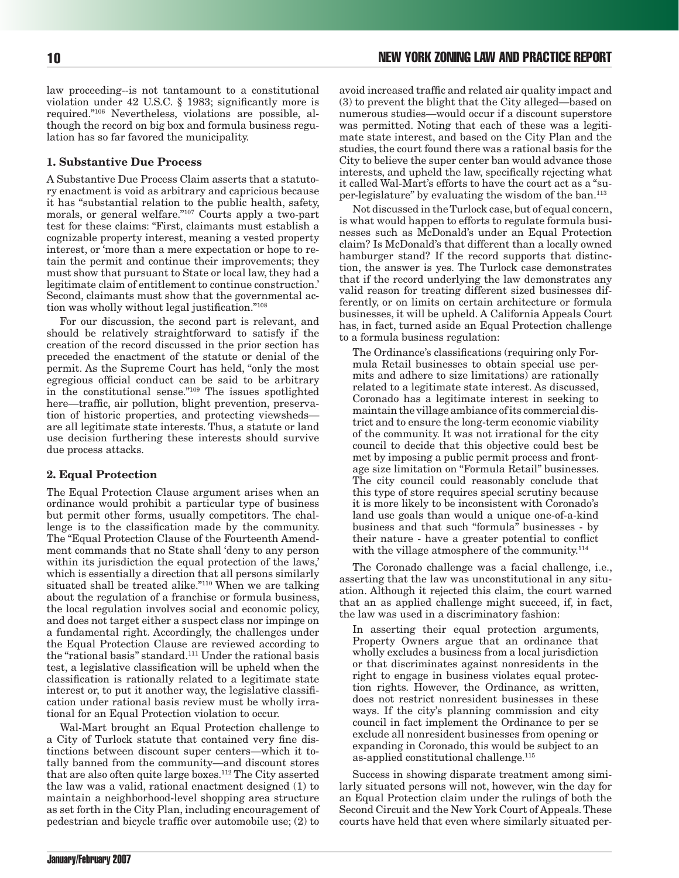law proceeding--is not tantamount to a constitutional violation under 42 U.S.C. § 1983; significantly more is required."[106] Nevertheless, violations are possible, although the record on big box and formula business regulation has so far favored the municipality.

### 1. Substantive Due Process

A Substantive Due Process Claim asserts that a statutory enactment is void as arbitrary and capricious because it has "substantial relation to the public health, safety, morals, or general welfare."[107] Courts apply a two-part test for these claims: "First, claimants must establish a cognizable property interest, meaning a vested property interest, or 'more than a mere expectation or hope to retain the permit and continue their improvements; they must show that pursuant to State or local law, they had a legitimate claim of entitlement to continue construction.' Second, claimants must show that the governmental action was wholly without legal justification."[108]

For our discussion, the second part is relevant, and should be relatively straightforward to satisfy if the creation of the record discussed in the prior section has preceded the enactment of the statute or denial of the permit. As the Supreme Court has held, "only the most egregious official conduct can be said to be arbitrary in the constitutional sense."[109] The issues spotlighted here—traffic, air pollution, blight prevention, preservation of historic properties, and protecting viewsheds—are all legitimate state interests. Thus, a statute or land use decision furthering these interests should survive due process attacks.

### 2. Equal Protection

The Equal Protection Clause argument arises when an ordinance would prohibit a particular type of business but permit other forms, usually competitors. The challenge is to the classification made by the community. The "Equal Protection Clause of the Fourteenth Amendment commands that no State shall 'deny to any person within its jurisdiction the equal protection of the laws,' which is essentially a direction that all persons similarly situated shall be treated alike."[110] When we are talking about the regulation of a franchise or formula business, the local regulation involves social and economic policy, and does not target either a suspect class nor impinge on a fundamental right. Accordingly, the challenges under the Equal Protection Clause are reviewed according to the "rational basis" standard.[111] Under the rational basis test, a legislative classification will be upheld when the classification is rationally related to a legitimate state interest or, to put it another way, the legislative classification under rational basis review must be wholly irrational for an Equal Protection violation to occur.

Wal-Mart brought an Equal Protection challenge to a City of Turlock statute that contained very fine distinctions between discount super centers—which it totally banned from the community—and discount stores that are also often quite large boxes.[112] The City asserted the law was a valid, rational enactment designed (1) to maintain a neighborhood-level shopping area structure as set forth in the City Plan, including encouragement of pedestrian and bicycle traffic over automobile use; (2) to avoid increased traffic and related air quality impact and (3) to prevent the blight that the City alleged—based on numerous studies—would occur if a discount superstore was permitted. Noting that each of these was a legitimate state interest, and based on the City Plan and the studies, the court found there was a rational basis for the City to believe the super center ban would advance those interests, and upheld the law, specifically rejecting what it called Wal-Mart's efforts to have the court act as a "super-legislature" by evaluating the wisdom of the ban.[113]

Not discussed in the Turlock case, but of equal concern, is what would happen to efforts to regulate formula businesses such as McDonald's under an Equal Protection claim? Is McDonald's that different than a locally owned hamburger stand? If the record supports that distinction, the answer is yes. The Turlock case demonstrates that if the record underlying the law demonstrates any valid reason for treating different sized businesses differently, or on limits on certain architecture or formula businesses, it will be upheld. A California Appeals Court has, in fact, turned aside an Equal Protection challenge to a formula business regulation:

> The Ordinance's classifications (requiring only Formula Retail businesses to obtain special use permits and adhere to size limitations) are rationally related to a legitimate state interest. As discussed, Coronado has a legitimate interest in seeking to maintain the village ambiance of its commercial district and to ensure the long-term economic viability of the community. It was not irrational for the city council to decide that this objective could best be met by imposing a public permit process and frontage size limitation on "Formula Retail" businesses. The city council could reasonably conclude that this type of store requires special scrutiny because it is more likely to be inconsistent with Coronado's land use goals than would a unique one-of-a-kind business and that such "formula" businesses - by their nature - have a greater potential to conflict with the village atmosphere of the community.[114]

The Coronado challenge was a facial challenge, i.e., asserting that the law was unconstitutional in any situation. Although it rejected this claim, the court warned that an as applied challenge might succeed, if, in fact, the law was used in a discriminatory fashion:

> In asserting their equal protection arguments, Property Owners argue that an ordinance that wholly excludes a business from a local jurisdiction or that discriminates against nonresidents in the right to engage in business violates equal protection rights. However, the Ordinance, as written, does not restrict nonresident businesses in these ways. If the city's planning commission and city council in fact implement the Ordinance to per se exclude all nonresident businesses from opening or expanding in Coronado, this would be subject to an as-applied constitutional challenge.[115]

Success in showing disparate treatment among similarly situated persons will not, however, win the day for an Equal Protection claim under the rulings of both the Second Circuit and the New York Court of Appeals. These courts have held that even where similarly situated per-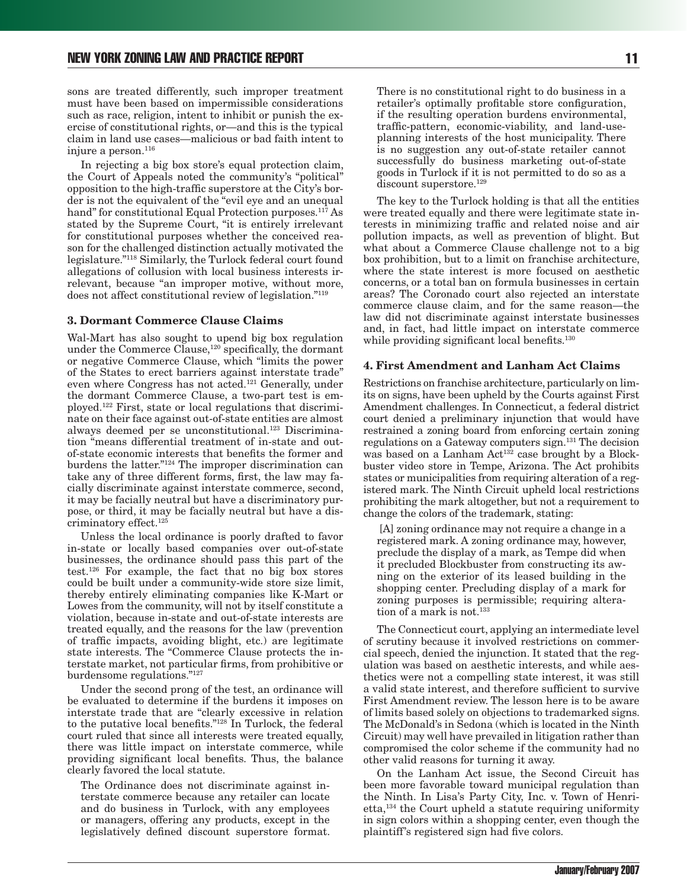sons are treated differently, such improper treatment must have been based on impermissible considerations such as race, religion, intent to inhibit or punish the exercise of constitutional rights, or—and this is the typical claim in land use cases—malicious or bad faith intent to injure a person.[116]

In rejecting a big box store's equal protection claim, the Court of Appeals noted the community's "political" opposition to the high-traffic superstore at the City's border is not the equivalent of the "evil eye and an unequal hand" for constitutional Equal Protection purposes.[117] As stated by the Supreme Court, "it is entirely irrelevant for constitutional purposes whether the conceived reason for the challenged distinction actually motivated the legislature."[118] Similarly, the Turlock federal court found allegations of collusion with local business interests irrelevant, because "an improper motive, without more, does not affect constitutional review of legislation."[119]

### 3. Dormant Commerce Clause Claims

Wal-Mart has also sought to upend big box regulation under the Commerce Clause,[120] specifically, the dormant or negative Commerce Clause, which "limits the power of the States to erect barriers against interstate trade" even where Congress has not acted.[121] Generally, under the dormant Commerce Clause, a two-part test is employed.[122] First, state or local regulations that discriminate on their face against out-of-state entities are almost always deemed per se unconstitutional.[123] Discrimination "means differential treatment of in-state and out-of-state economic interests that benefits the former and burdens the latter."[124] The improper discrimination can take any of three different forms, first, the law may facially discriminate against interstate commerce, second, it may be facially neutral but have a discriminatory purpose, or third, it may be facially neutral but have a discriminatory effect.[125]

Unless the local ordinance is poorly drafted to favor in-state or locally based companies over out-of-state businesses, the ordinance should pass this part of the test.[126] For example, the fact that no big box stores could be built under a community-wide store size limit, thereby entirely eliminating companies like K-Mart or Lowes from the community, will not by itself constitute a violation, because in-state and out-of-state interests are treated equally, and the reasons for the law (prevention of traffic impacts, avoiding blight, etc.) are legitimate state interests. The "Commerce Clause protects the interstate market, not particular firms, from prohibitive or burdensome regulations."[127]

Under the second prong of the test, an ordinance will be evaluated to determine if the burdens it imposes on interstate trade that are "clearly excessive in relation to the putative local benefits."[128] In Turlock, the federal court ruled that since all interests were treated equally, there was little impact on interstate commerce, while providing significant local benefits. Thus, the balance clearly favored the local statute.

> The Ordinance does not discriminate against interstate commerce because any retailer can locate and do business in Turlock, with any employees or managers, offering any products, except in the legislatively defined discount superstore format. There is no constitutional right to do business in a retailer's optimally profitable store configuration, if the resulting operation burdens environmental, traffic-pattern, economic-viability, and land-use-planning interests of the host municipality. There is no suggestion any out-of-state retailer cannot successfully do business marketing out-of-state goods in Turlock if it is not permitted to do so as a discount superstore.[129]

The key to the Turlock holding is that all the entities were treated equally and there were legitimate state interests in minimizing traffic and related noise and air pollution impacts, as well as prevention of blight. But what about a Commerce Clause challenge not to a big box prohibition, but to a limit on franchise architecture, where the state interest is more focused on aesthetic concerns, or a total ban on formula businesses in certain areas? The Coronado court also rejected an interstate commerce clause claim, and for the same reason—the law did not discriminate against interstate businesses and, in fact, had little impact on interstate commerce while providing significant local benefits.[130]

### 4. First Amendment and Lanham Act Claims

Restrictions on franchise architecture, particularly on limits on signs, have been upheld by the Courts against First Amendment challenges. In Connecticut, a federal district court denied a preliminary injunction that would have restrained a zoning board from enforcing certain zoning regulations on a Gateway computers sign.[131] The decision was based on a Lanham Act[132] case brought by a Blockbuster video store in Tempe, Arizona. The Act prohibits states or municipalities from requiring alteration of a registered mark. The Ninth Circuit upheld local restrictions prohibiting the mark altogether, but not a requirement to change the colors of the trademark, stating:

> [A] zoning ordinance may not require a change in a registered mark. A zoning ordinance may, however, preclude the display of a mark, as Tempe did when it precluded Blockbuster from constructing its awning on the exterior of its leased building in the shopping center. Precluding display of a mark for zoning purposes is permissible; requiring alteration of a mark is not.[133]

The Connecticut court, applying an intermediate level of scrutiny because it involved restrictions on commercial speech, denied the injunction. It stated that the regulation was based on aesthetic interests, and while aesthetics were not a compelling state interest, it was still a valid state interest, and therefore sufficient to survive First Amendment review. The lesson here is to be aware of limits based solely on objections to trademarked signs. The McDonald's in Sedona (which is located in the Ninth Circuit) may well have prevailed in litigation rather than compromised the color scheme if the community had no other valid reasons for turning it away.

On the Lanham Act issue, the Second Circuit has been more favorable toward municipal regulation than the Ninth. In Lisa's Party City, Inc. v. Town of Henrietta,[134] the Court upheld a statute requiring uniformity in sign colors within a shopping center, even though the plaintiff's registered sign had five colors.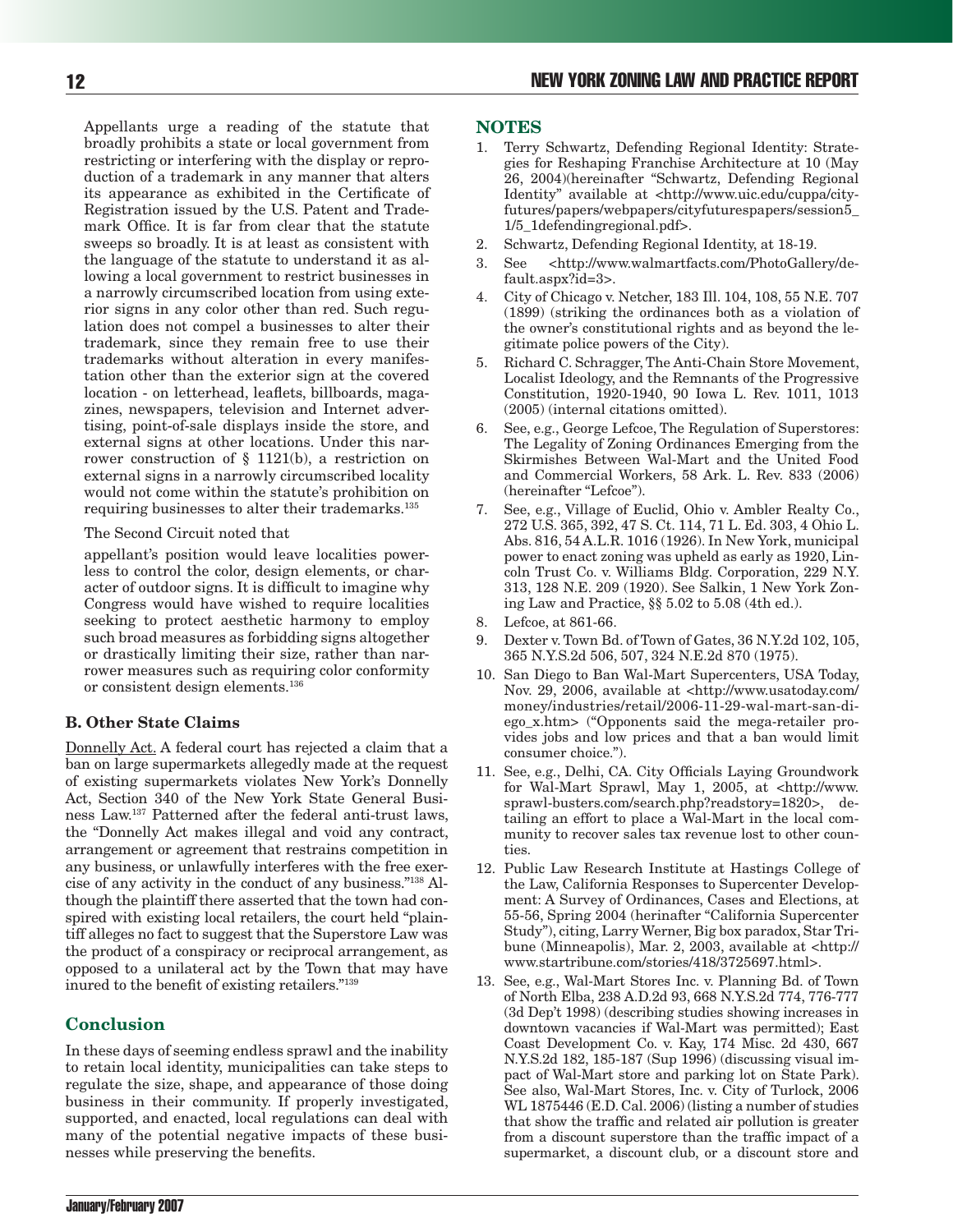Appellants urge a reading of the statute that broadly prohibits a state or local government from restricting or interfering with the display or reproduction of a trademark in any manner that alters its appearance as exhibited in the Certificate of Registration issued by the U.S. Patent and Trademark Office. It is far from clear that the statute sweeps so broadly. It is at least as consistent with the language of the statute to understand it as allowing a local government to restrict businesses in a narrowly circumscribed location from using exterior signs in any color other than red. Such regulation does not compel a businesses to alter their trademark, since they remain free to use their trademarks without alteration in every manifestation other than the exterior sign at the covered location - on letterhead, leaflets, billboards, magazines, newspapers, television and Internet advertising, point-of-sale displays inside the store, and external signs at other locations. Under this narrower construction of § 1121(b), a restriction on external signs in a narrowly circumscribed locality would not come within the statute's prohibition on requiring businesses to alter their trademarks.[135]

The Second Circuit noted that

appellant's position would leave localities powerless to control the color, design elements, or character of outdoor signs. It is difficult to imagine why Congress would have wished to require localities seeking to protect aesthetic harmony to employ such broad measures as forbidding signs altogether or drastically limiting their size, rather than narrower measures such as requiring color conformity or consistent design elements.[136]

### B. Other State Claims

Donnelly Act. A federal court has rejected a claim that a ban on large supermarkets allegedly made at the request of existing supermarkets violates New York's Donnelly Act, Section 340 of the New York State General Business Law.[137] Patterned after the federal anti-trust laws, the "Donnelly Act makes illegal and void any contract, arrangement or agreement that restrains competition in any business, or unlawfully interferes with the free exercise of any activity in the conduct of any business."[138] Although the plaintiff there asserted that the town had conspired with existing local retailers, the court held "plaintiff alleges no fact to suggest that the Superstore Law was the product of a conspiracy or reciprocal arrangement, as opposed to a unilateral act by the Town that may have inured to the benefit of existing retailers."[139]

## Conclusion

In these days of seeming endless sprawl and the inability to retain local identity, municipalities can take steps to regulate the size, shape, and appearance of those doing business in their community. If properly investigated, supported, and enacted, local regulations can deal with many of the potential negative impacts of these businesses while preserving the benefits.

## NOTES

1. Terry Schwartz, Defending Regional Identity: Strategies for Reshaping Franchise Architecture at 10 (May 26, 2004)(hereinafter "Schwartz, Defending Regional Identity" available at <http://www.uic.edu/cuppa/cityfutures/papers/webpapers/cityfuturespapers/session5_1/5_1defendingregional.pdf>.
2. Schwartz, Defending Regional Identity, at 18-19.
3. See <http://www.walmartfacts.com/PhotoGallery/default.aspx?id=3>.
4. City of Chicago v. Netcher, 183 Ill. 104, 108, 55 N.E. 707 (1899) (striking the ordinances both as a violation of the owner's constitutional rights and as beyond the legitimate police powers of the City).
5. Richard C. Schragger, The Anti-Chain Store Movement, Localist Ideology, and the Remnants of the Progressive Constitution, 1920-1940, 90 Iowa L. Rev. 1011, 1013 (2005) (internal citations omitted).
6. See, e.g., George Lefcoe, The Regulation of Superstores: The Legality of Zoning Ordinances Emerging from the Skirmishes Between Wal-Mart and the United Food and Commercial Workers, 58 Ark. L. Rev. 833 (2006) (hereinafter "Lefcoe").
7. See, e.g., Village of Euclid, Ohio v. Ambler Realty Co., 272 U.S. 365, 392, 47 S. Ct. 114, 71 L. Ed. 303, 4 Ohio L. Abs. 816, 54 A.L.R. 1016 (1926). In New York, municipal power to enact zoning was upheld as early as 1920, Lincoln Trust Co. v. Williams Bldg. Corporation, 229 N.Y. 313, 128 N.E. 209 (1920). See Salkin, 1 New York Zoning Law and Practice, §§ 5.02 to 5.08 (4th ed.).
8. Lefcoe, at 861-66.
9. Dexter v. Town Bd. of Town of Gates, 36 N.Y.2d 102, 105, 365 N.Y.S.2d 506, 507, 324 N.E.2d 870 (1975).
10. San Diego to Ban Wal-Mart Supercenters, USA Today, Nov. 29, 2006, available at <http://www.usatoday.com/money/industries/retail/2006-11-29-wal-mart-san-diego_x.htm> ("Opponents said the mega-retailer provides jobs and low prices and that a ban would limit consumer choice.").
11. See, e.g., Delhi, CA. City Officials Laying Groundwork for Wal-Mart Sprawl, May 1, 2005, at <http://www.sprawl-busters.com/search.php?readstory=1820>, detailing an effort to place a Wal-Mart in the local community to recover sales tax revenue lost to other counties.
12. Public Law Research Institute at Hastings College of the Law, California Responses to Supercenter Development: A Survey of Ordinances, Cases and Elections, at 55-56, Spring 2004 (herinafter "California Supercenter Study"), citing, Larry Werner, Big box paradox, Star Tribune (Minneapolis), Mar. 2, 2003, available at <http://www.startribune.com/stories/418/3725697.html>.
13. See, e.g., Wal-Mart Stores Inc. v. Planning Bd. of Town of North Elba, 238 A.D.2d 93, 668 N.Y.S.2d 774, 776-777 (3d Dep't 1998) (describing studies showing increases in downtown vacancies if Wal-Mart was permitted); East Coast Development Co. v. Kay, 174 Misc. 2d 430, 667 N.Y.S.2d 182, 185-187 (Sup 1996) (discussing visual impact of Wal-Mart store and parking lot on State Park). See also, Wal-Mart Stores, Inc. v. City of Turlock, 2006 WL 1875446 (E.D. Cal. 2006) (listing a number of studies that show the traffic and related air pollution is greater from a discount superstore than the traffic impact of a supermarket, a discount club, or a discount store and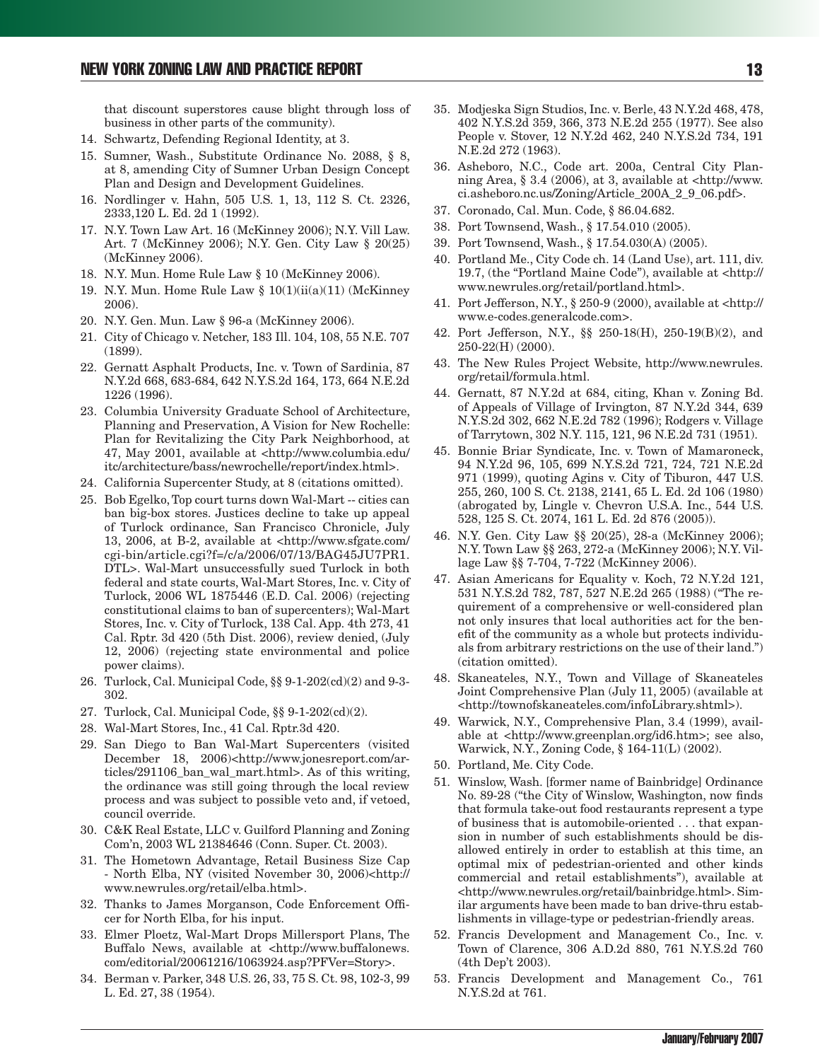that discount superstores cause blight through loss of business in other parts of the community).

14. Schwartz, Defending Regional Identity, at 3.
15. Sumner, Wash., Substitute Ordinance No. 2088, § 8, at 8, amending City of Sumner Urban Design Concept Plan and Design and Development Guidelines.
16. Nordlinger v. Hahn, 505 U.S. 1, 13, 112 S. Ct. 2326, 2333,120 L. Ed. 2d 1 (1992).
17. N.Y. Town Law Art. 16 (McKinney 2006); N.Y. Vill Law. Art. 7 (McKinney 2006); N.Y. Gen. City Law § 20(25) (McKinney 2006).
18. N.Y. Mun. Home Rule Law § 10 (McKinney 2006).
19. N.Y. Mun. Home Rule Law § 10(1)(ii(a)(11) (McKinney 2006).
20. N.Y. Gen. Mun. Law § 96-a (McKinney 2006).
21. City of Chicago v. Netcher, 183 Ill. 104, 108, 55 N.E. 707 (1899).
22. Gernatt Asphalt Products, Inc. v. Town of Sardinia, 87 N.Y.2d 668, 683-684, 642 N.Y.S.2d 164, 173, 664 N.E.2d 1226 (1996).
23. Columbia University Graduate School of Architecture, Planning and Preservation, A Vision for New Rochelle: Plan for Revitalizing the City Park Neighborhood, at 47, May 2001, available at <http://www.columbia.edu/itc/architecture/bass/newrochelle/report/index.html>.
24. California Supercenter Study, at 8 (citations omitted).
25. Bob Egelko, Top court turns down Wal-Mart -- cities can ban big-box stores. Justices decline to take up appeal of Turlock ordinance, San Francisco Chronicle, July 13, 2006, at B-2, available at <http://www.sfgate.com/cgi-bin/article.cgi?f=/c/a/2006/07/13/BAG45JU7PR1.DTL>. Wal-Mart unsuccessfully sued Turlock in both federal and state courts, Wal-Mart Stores, Inc. v. City of Turlock, 2006 WL 1875446 (E.D. Cal. 2006) (rejecting constitutional claims to ban of supercenters); Wal-Mart Stores, Inc. v. City of Turlock, 138 Cal. App. 4th 273, 41 Cal. Rptr. 3d 420 (5th Dist. 2006), review denied, (July 12, 2006) (rejecting state environmental and police power claims).
26. Turlock, Cal. Municipal Code, §§ 9-1-202(cd)(2) and 9-3-302.
27. Turlock, Cal. Municipal Code, §§ 9-1-202(cd)(2).
28. Wal-Mart Stores, Inc., 41 Cal. Rptr.3d 420.
29. San Diego to Ban Wal-Mart Supercenters (visited December 18, 2006)<http://www.jonesreport.com/articles/291106_ban_wal_mart.html>. As of this writing, the ordinance was still going through the local review process and was subject to possible veto and, if vetoed, council override.
30. C&K Real Estate, LLC v. Guilford Planning and Zoning Com'n, 2003 WL 21384646 (Conn. Super. Ct. 2003).
31. The Hometown Advantage, Retail Business Size Cap - North Elba, NY (visited November 30, 2006)<http://www.newrules.org/retail/elba.html>.
32. Thanks to James Morganson, Code Enforcement Officer for North Elba, for his input.
33. Elmer Ploetz, Wal-Mart Drops Millersport Plans, The Buffalo News, available at <http://www.buffalonews.com/editorial/20061216/1063924.asp?PFVer=Story>.
34. Berman v. Parker, 348 U.S. 26, 33, 75 S. Ct. 98, 102-3, 99 L. Ed. 27, 38 (1954).
35. Modjeska Sign Studios, Inc. v. Berle, 43 N.Y.2d 468, 478, 402 N.Y.S.2d 359, 366, 373 N.E.2d 255 (1977). See also People v. Stover, 12 N.Y.2d 462, 240 N.Y.S.2d 734, 191 N.E.2d 272 (1963).
36. Asheboro, N.C., Code art. 200a, Central City Planning Area, § 3.4 (2006), at 3, available at <http://www.ci.asheboro.nc.us/Zoning/Article_200A_2_9_06.pdf>.
37. Coronado, Cal. Mun. Code, § 86.04.682.
38. Port Townsend, Wash., § 17.54.010 (2005).
39. Port Townsend, Wash., § 17.54.030(A) (2005).
40. Portland Me., City Code ch. 14 (Land Use), art. 111, div. 19.7, (the "Portland Maine Code"), available at <http://www.newrules.org/retail/portland.html>.
41. Port Jefferson, N.Y., § 250-9 (2000), available at <http://www.e-codes.generalcode.com>.
42. Port Jefferson, N.Y., §§ 250-18(H), 250-19(B)(2), and 250-22(H) (2000).
43. The New Rules Project Website, http://www.newrules.org/retail/formula.html.
44. Gernatt, 87 N.Y.2d at 684, citing, Khan v. Zoning Bd. of Appeals of Village of Irvington, 87 N.Y.2d 344, 639 N.Y.S.2d 302, 662 N.E.2d 782 (1996); Rodgers v. Village of Tarrytown, 302 N.Y. 115, 121, 96 N.E.2d 731 (1951).
45. Bonnie Briar Syndicate, Inc. v. Town of Mamaroneck, 94 N.Y.2d 96, 105, 699 N.Y.S.2d 721, 724, 721 N.E.2d 971 (1999), quoting Agins v. City of Tiburon, 447 U.S. 255, 260, 100 S. Ct. 2138, 2141, 65 L. Ed. 2d 106 (1980) (abrogated by, Lingle v. Chevron U.S.A. Inc., 544 U.S. 528, 125 S. Ct. 2074, 161 L. Ed. 2d 876 (2005)).
46. N.Y. Gen. City Law §§ 20(25), 28-a (McKinney 2006); N.Y. Town Law §§ 263, 272-a (McKinney 2006); N.Y. Village Law §§ 7-704, 7-722 (McKinney 2006).
47. Asian Americans for Equality v. Koch, 72 N.Y.2d 121, 531 N.Y.S.2d 782, 787, 527 N.E.2d 265 (1988) ("The requirement of a comprehensive or well-considered plan not only insures that local authorities act for the benefit of the community as a whole but protects individuals from arbitrary restrictions on the use of their land.") (citation omitted).
48. Skaneateles, N.Y., Town and Village of Skaneateles Joint Comprehensive Plan (July 11, 2005) (available at <http://townofskaneateles.com/infoLibrary.shtml>).
49. Warwick, N.Y., Comprehensive Plan, 3.4 (1999), available at <http://www.greenplan.org/id6.htm>; see also, Warwick, N.Y., Zoning Code, § 164-11(L) (2002).
50. Portland, Me. City Code.
51. Winslow, Wash. [former name of Bainbridge] Ordinance No. 89-28 ("the City of Winslow, Washington, now finds that formula take-out food restaurants represent a type of business that is automobile-oriented . . . that expansion in number of such establishments should be disallowed entirely in order to establish at this time, an optimal mix of pedestrian-oriented and other kinds commercial and retail establishments"), available at <http://www.newrules.org/retail/bainbridge.html>. Similar arguments have been made to ban drive-thru establishments in village-type or pedestrian-friendly areas.
52. Francis Development and Management Co., Inc. v. Town of Clarence, 306 A.D.2d 880, 761 N.Y.S.2d 760 (4th Dep't 2003).
53. Francis Development and Management Co., 761 N.Y.S.2d at 761.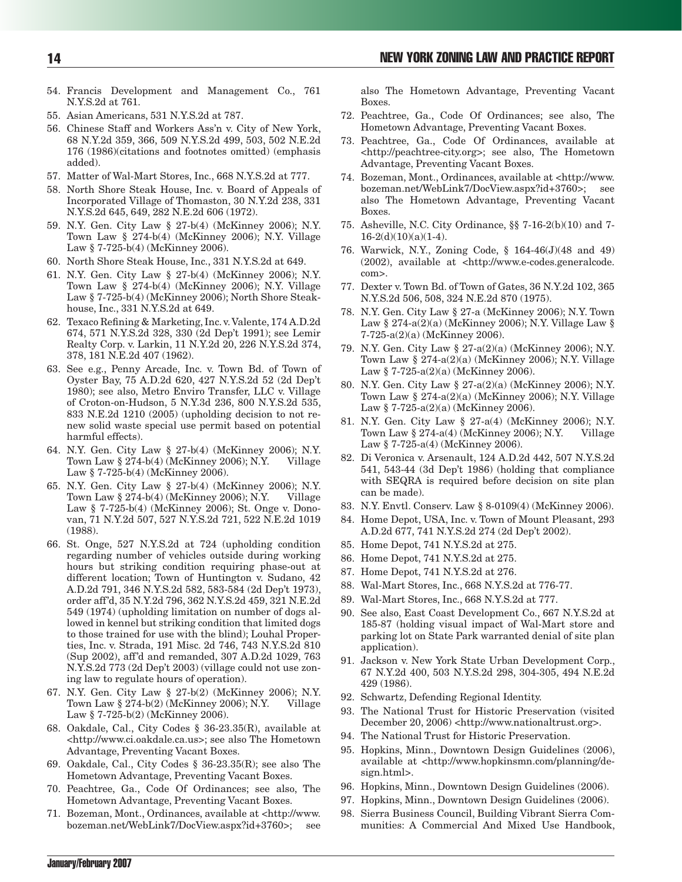54. Francis Development and Management Co., 761 N.Y.S.2d at 761.
55. Asian Americans, 531 N.Y.S.2d at 787.
56. Chinese Staff and Workers Ass'n v. City of New York, 68 N.Y.2d 359, 366, 509 N.Y.S.2d 499, 503, 502 N.E.2d 176 (1986)(citations and footnotes omitted) (emphasis added).
57. Matter of Wal-Mart Stores, Inc., 668 N.Y.S.2d at 777.
58. North Shore Steak House, Inc. v. Board of Appeals of Incorporated Village of Thomaston, 30 N.Y.2d 238, 331 N.Y.S.2d 645, 649, 282 N.E.2d 606 (1972).
59. N.Y. Gen. City Law § 27-b(4) (McKinney 2006); N.Y. Town Law § 274-b(4) (McKinney 2006); N.Y. Village Law § 7-725-b(4) (McKinney 2006).
60. North Shore Steak House, Inc., 331 N.Y.S.2d at 649.
61. N.Y. Gen. City Law § 27-b(4) (McKinney 2006); N.Y. Town Law § 274-b(4) (McKinney 2006); N.Y. Village Law § 7-725-b(4) (McKinney 2006); North Shore Steakhouse, Inc., 331 N.Y.S.2d at 649.
62. Texaco Refining & Marketing, Inc. v. Valente, 174 A.D.2d 674, 571 N.Y.S.2d 328, 330 (2d Dep't 1991); see Lemir Realty Corp. v. Larkin, 11 N.Y.2d 20, 226 N.Y.S.2d 374, 378, 181 N.E.2d 407 (1962).
63. See e.g., Penny Arcade, Inc. v. Town Bd. of Town of Oyster Bay, 75 A.D.2d 620, 427 N.Y.S.2d 52 (2d Dep't 1980); see also, Metro Enviro Transfer, LLC v. Village of Croton-on-Hudson, 5 N.Y.3d 236, 800 N.Y.S.2d 535, 833 N.E.2d 1210 (2005) (upholding decision to not renew solid waste special use permit based on potential harmful effects).
64. N.Y. Gen. City Law § 27-b(4) (McKinney 2006); N.Y. Town Law § 274-b(4) (McKinney 2006); N.Y. Village Law § 7-725-b(4) (McKinney 2006).
65. N.Y. Gen. City Law § 27-b(4) (McKinney 2006); N.Y. Town Law § 274-b(4) (McKinney 2006); N.Y. Village Law § 7-725-b(4) (McKinney 2006); St. Onge v. Donovan, 71 N.Y.2d 507, 527 N.Y.S.2d 721, 522 N.E.2d 1019 (1988).
66. St. Onge, 527 N.Y.S.2d at 724 (upholding condition regarding number of vehicles outside during working hours but striking condition requiring phase-out at different location; Town of Huntington v. Sudano, 42 A.D.2d 791, 346 N.Y.S.2d 582, 583-584 (2d Dep't 1973), order aff'd, 35 N.Y.2d 796, 362 N.Y.S.2d 459, 321 N.E.2d 549 (1974) (upholding limitation on number of dogs allowed in kennel but striking condition that limited dogs to those trained for use with the blind); Louhal Properties, Inc. v. Strada, 191 Misc. 2d 746, 743 N.Y.S.2d 810 (Sup 2002), aff'd and remanded, 307 A.D.2d 1029, 763 N.Y.S.2d 773 (2d Dep't 2003) (village could not use zoning law to regulate hours of operation).
67. N.Y. Gen. City Law § 27-b(2) (McKinney 2006); N.Y. Town Law § 274-b(2) (McKinney 2006); N.Y. Village Law § 7-725-b(2) (McKinney 2006).
68. Oakdale, Cal., City Codes § 36-23.35(R), available at <http://www.ci.oakdale.ca.us>; see also The Hometown Advantage, Preventing Vacant Boxes.
69. Oakdale, Cal., City Codes § 36-23.35(R); see also The Hometown Advantage, Preventing Vacant Boxes.
70. Peachtree, Ga., Code Of Ordinances; see also, The Hometown Advantage, Preventing Vacant Boxes.
71. Bozeman, Mont., Ordinances, available at <http://www.bozeman.net/WebLink7/DocView.aspx?id+3760>; see also The Hometown Advantage, Preventing Vacant Boxes.
72. Peachtree, Ga., Code Of Ordinances; see also, The Hometown Advantage, Preventing Vacant Boxes.
73. Peachtree, Ga., Code Of Ordinances, available at <http://peachtree-city.org>; see also, The Hometown Advantage, Preventing Vacant Boxes.
74. Bozeman, Mont., Ordinances, available at <http://www.bozeman.net/WebLink7/DocView.aspx?id+3760>; see also The Hometown Advantage, Preventing Vacant Boxes.
75. Asheville, N.C. City Ordinance, §§ 7-16-2(b)(10) and 7-16-2(d)(10)(a)(1-4).
76. Warwick, N.Y., Zoning Code, § 164-46(J)(48 and 49) (2002), available at <http://www.e-codes.generalcode.com>.
77. Dexter v. Town Bd. of Town of Gates, 36 N.Y.2d 102, 365 N.Y.S.2d 506, 508, 324 N.E.2d 870 (1975).
78. N.Y. Gen. City Law § 27-a (McKinney 2006); N.Y. Town Law § 274-a(2)(a) (McKinney 2006); N.Y. Village Law § 7-725-a(2)(a) (McKinney 2006).
79. N.Y. Gen. City Law § 27-a(2)(a) (McKinney 2006); N.Y. Town Law § 274-a(2)(a) (McKinney 2006); N.Y. Village Law § 7-725-a(2)(a) (McKinney 2006).
80. N.Y. Gen. City Law § 27-a(2)(a) (McKinney 2006); N.Y. Town Law § 274-a(2)(a) (McKinney 2006); N.Y. Village Law § 7-725-a(2)(a) (McKinney 2006).
81. N.Y. Gen. City Law § 27-a(4) (McKinney 2006); N.Y. Town Law § 274-a(4) (McKinney 2006); N.Y. Village Law § 7-725-a(4) (McKinney 2006).
82. Di Veronica v. Arsenault, 124 A.D.2d 442, 507 N.Y.S.2d 541, 543-44 (3d Dep't 1986) (holding that compliance with SEQRA is required before decision on site plan can be made).
83. N.Y. Envtl. Conserv. Law § 8-0109(4) (McKinney 2006).
84. Home Depot, USA, Inc. v. Town of Mount Pleasant, 293 A.D.2d 677, 741 N.Y.S.2d 274 (2d Dep't 2002).
85. Home Depot, 741 N.Y.S.2d at 275.
86. Home Depot, 741 N.Y.S.2d at 275.
87. Home Depot, 741 N.Y.S.2d at 276.
88. Wal-Mart Stores, Inc., 668 N.Y.S.2d at 776-77.
89. Wal-Mart Stores, Inc., 668 N.Y.S.2d at 777.
90. See also, East Coast Development Co., 667 N.Y.S.2d at 185-87 (holding visual impact of Wal-Mart store and parking lot on State Park warranted denial of site plan application).
91. Jackson v. New York State Urban Development Corp., 67 N.Y.2d 400, 503 N.Y.S.2d 298, 304-305, 494 N.E.2d 429 (1986).
92. Schwartz, Defending Regional Identity.
93. The National Trust for Historic Preservation (visited December 20, 2006) <http://www.nationaltrust.org>.
94. The National Trust for Historic Preservation.
95. Hopkins, Minn., Downtown Design Guidelines (2006), available at <http://www.hopkinsmn.com/planning/design.html>.
96. Hopkins, Minn., Downtown Design Guidelines (2006).
97. Hopkins, Minn., Downtown Design Guidelines (2006).
98. Sierra Business Council, Building Vibrant Sierra Communities: A Commercial And Mixed Use Handbook,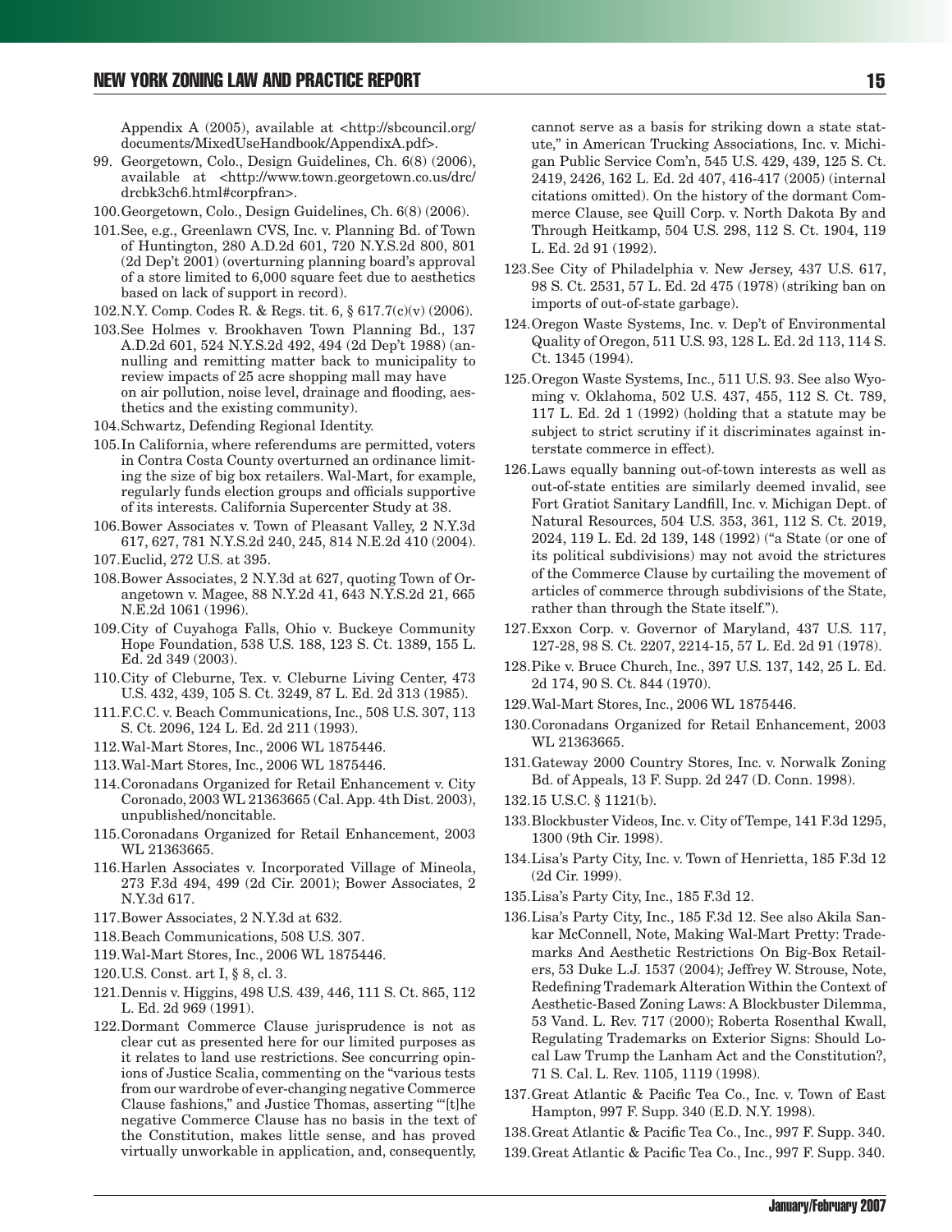Appendix A (2005), available at <http://sbcouncil.org/documents/MixedUseHandbook/AppendixA.pdf>.

99. Georgetown, Colo., Design Guidelines, Ch. 6(8) (2006), available at <http://www.town.georgetown.co.us/drc/drcbk3ch6.html#corpfran>.
100. Georgetown, Colo., Design Guidelines, Ch. 6(8) (2006).
101. See, e.g., Greenlawn CVS, Inc. v. Planning Bd. of Town of Huntington, 280 A.D.2d 601, 720 N.Y.S.2d 800, 801 (2d Dep't 2001) (overturning planning board's approval of a store limited to 6,000 square feet due to aesthetics based on lack of support in record).
102. N.Y. Comp. Codes R. & Regs. tit. 6, § 617.7(c)(v) (2006).
103. See Holmes v. Brookhaven Town Planning Bd., 137 A.D.2d 601, 524 N.Y.S.2d 492, 494 (2d Dep't 1988) (annulling and remitting matter back to municipality to review impacts of 25 acre shopping mall may have on air pollution, noise level, drainage and flooding, aesthetics and the existing community).
104. Schwartz, Defending Regional Identity.
105. In California, where referendums are permitted, voters in Contra Costa County overturned an ordinance limiting the size of big box retailers. Wal-Mart, for example, regularly funds election groups and officials supportive of its interests. California Supercenter Study at 38.
106. Bower Associates v. Town of Pleasant Valley, 2 N.Y.3d 617, 627, 781 N.Y.S.2d 240, 245, 814 N.E.2d 410 (2004).
107. Euclid, 272 U.S. at 395.
108. Bower Associates, 2 N.Y.3d at 627, quoting Town of Orangetown v. Magee, 88 N.Y.2d 41, 643 N.Y.S.2d 21, 665 N.E.2d 1061 (1996).
109. City of Cuyahoga Falls, Ohio v. Buckeye Community Hope Foundation, 538 U.S. 188, 123 S. Ct. 1389, 155 L. Ed. 2d 349 (2003).
110. City of Cleburne, Tex. v. Cleburne Living Center, 473 U.S. 432, 439, 105 S. Ct. 3249, 87 L. Ed. 2d 313 (1985).
111. F.C.C. v. Beach Communications, Inc., 508 U.S. 307, 113 S. Ct. 2096, 124 L. Ed. 2d 211 (1993).
112. Wal-Mart Stores, Inc., 2006 WL 1875446.
113. Wal-Mart Stores, Inc., 2006 WL 1875446.
114. Coronadans Organized for Retail Enhancement v. City Coronado, 2003 WL 21363665 (Cal. App. 4th Dist. 2003), unpublished/noncitable.
115. Coronadans Organized for Retail Enhancement, 2003 WL 21363665.
116. Harlen Associates v. Incorporated Village of Mineola, 273 F.3d 494, 499 (2d Cir. 2001); Bower Associates, 2 N.Y.3d 617.
117. Bower Associates, 2 N.Y.3d at 632.
118. Beach Communications, 508 U.S. 307.
119. Wal-Mart Stores, Inc., 2006 WL 1875446.
120. U.S. Const. art I, § 8, cl. 3.
121. Dennis v. Higgins, 498 U.S. 439, 446, 111 S. Ct. 865, 112 L. Ed. 2d 969 (1991).
122. Dormant Commerce Clause jurisprudence is not as clear cut as presented here for our limited purposes as it relates to land use restrictions. See concurring opinions of Justice Scalia, commenting on the "various tests from our wardrobe of ever-changing negative Commerce Clause fashions," and Justice Thomas, asserting "'[t]he negative Commerce Clause has no basis in the text of the Constitution, makes little sense, and has proved virtually unworkable in application, and, consequently, cannot serve as a basis for striking down a state statute," in American Trucking Associations, Inc. v. Michigan Public Service Com'n, 545 U.S. 429, 439, 125 S. Ct. 2419, 2426, 162 L. Ed. 2d 407, 416-417 (2005) (internal citations omitted). On the history of the dormant Commerce Clause, see Quill Corp. v. North Dakota By and Through Heitkamp, 504 U.S. 298, 112 S. Ct. 1904, 119 L. Ed. 2d 91 (1992).
123. See City of Philadelphia v. New Jersey, 437 U.S. 617, 98 S. Ct. 2531, 57 L. Ed. 2d 475 (1978) (striking ban on imports of out-of-state garbage).
124. Oregon Waste Systems, Inc. v. Dep't of Environmental Quality of Oregon, 511 U.S. 93, 128 L. Ed. 2d 113, 114 S. Ct. 1345 (1994).
125. Oregon Waste Systems, Inc., 511 U.S. 93. See also Wyoming v. Oklahoma, 502 U.S. 437, 455, 112 S. Ct. 789, 117 L. Ed. 2d 1 (1992) (holding that a statute may be subject to strict scrutiny if it discriminates against interstate commerce in effect).
126. Laws equally banning out-of-town interests as well as out-of-state entities are similarly deemed invalid, see Fort Gratiot Sanitary Landfill, Inc. v. Michigan Dept. of Natural Resources, 504 U.S. 353, 361, 112 S. Ct. 2019, 2024, 119 L. Ed. 2d 139, 148 (1992) ("a State (or one of its political subdivisions) may not avoid the strictures of the Commerce Clause by curtailing the movement of articles of commerce through subdivisions of the State, rather than through the State itself.").
127. Exxon Corp. v. Governor of Maryland, 437 U.S. 117, 127-28, 98 S. Ct. 2207, 2214-15, 57 L. Ed. 2d 91 (1978).
128. Pike v. Bruce Church, Inc., 397 U.S. 137, 142, 25 L. Ed. 2d 174, 90 S. Ct. 844 (1970).
129. Wal-Mart Stores, Inc., 2006 WL 1875446.
130. Coronadans Organized for Retail Enhancement, 2003 WL 21363665.
131. Gateway 2000 Country Stores, Inc. v. Norwalk Zoning Bd. of Appeals, 13 F. Supp. 2d 247 (D. Conn. 1998).
132. 15 U.S.C. § 1121(b).
133. Blockbuster Videos, Inc. v. City of Tempe, 141 F.3d 1295, 1300 (9th Cir. 1998).
134. Lisa's Party City, Inc. v. Town of Henrietta, 185 F.3d 12 (2d Cir. 1999).
135. Lisa's Party City, Inc., 185 F.3d 12.
136. Lisa's Party City, Inc., 185 F.3d 12. See also Akila Sankar McConnell, Note, Making Wal-Mart Pretty: Trademarks And Aesthetic Restrictions On Big-Box Retailers, 53 Duke L.J. 1537 (2004); Jeffrey W. Strouse, Note, Redefining Trademark Alteration Within the Context of Aesthetic-Based Zoning Laws: A Blockbuster Dilemma, 53 Vand. L. Rev. 717 (2000); Roberta Rosenthal Kwall, Regulating Trademarks on Exterior Signs: Should Local Law Trump the Lanham Act and the Constitution?, 71 S. Cal. L. Rev. 1105, 1119 (1998).
137. Great Atlantic & Pacific Tea Co., Inc. v. Town of East Hampton, 997 F. Supp. 340 (E.D. N.Y. 1998).
138. Great Atlantic & Pacific Tea Co., Inc., 997 F. Supp. 340.
139. Great Atlantic & Pacific Tea Co., Inc., 997 F. Supp. 340.